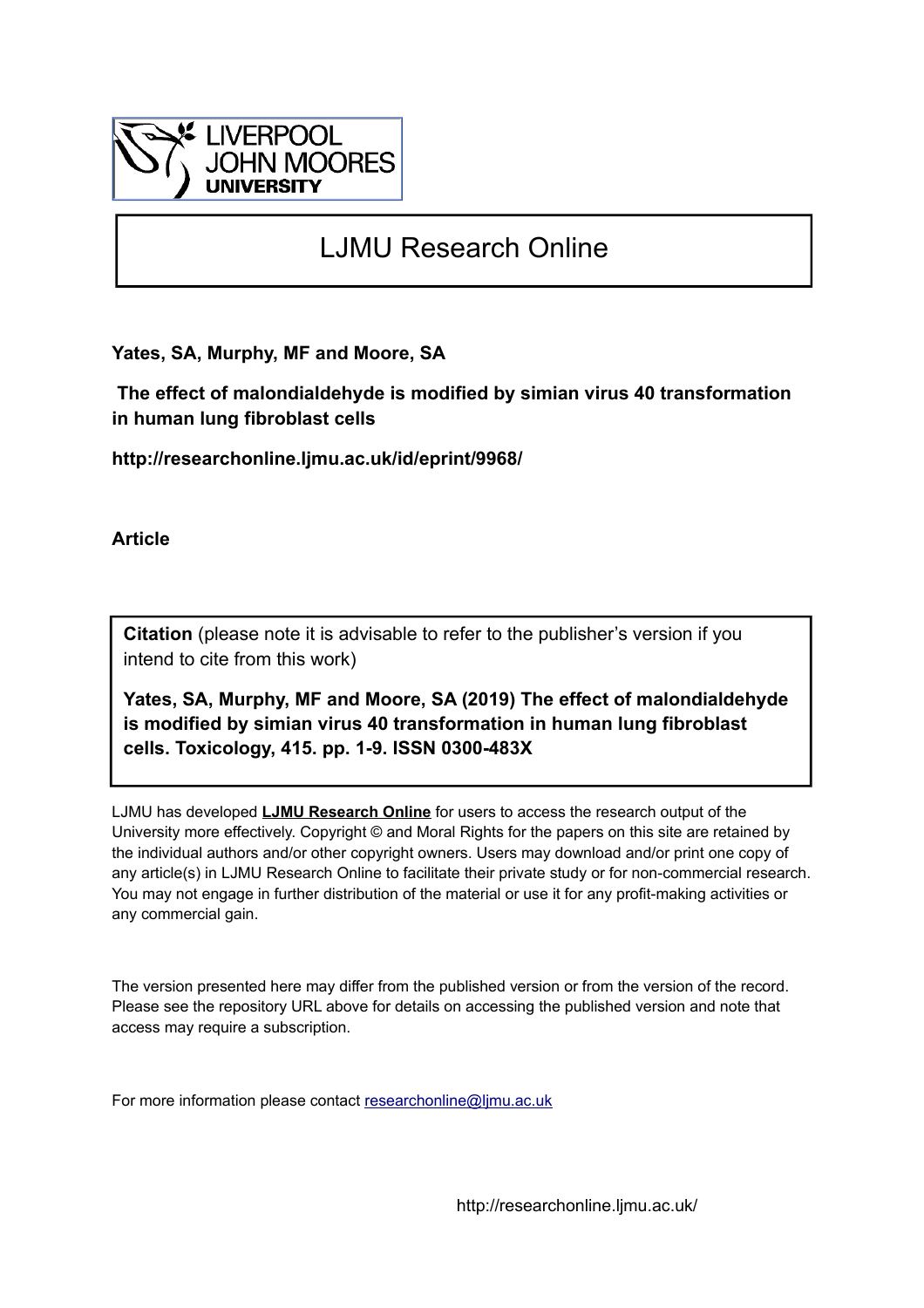# LJMU Research Online

**Yates, SA, Murphy, MF and Moore, SA**

**The effect of malondialdehyde is modified by simian virus 40 transformation in human lung fibroblast cells**

**http://researchonline.ljmu.ac.uk/id/eprint/9968/**

**Article**

**Citation** (please note it is advisable to refer to the publisher's version if you intend to cite from this work)

**Yates, SA, Murphy, MF and Moore, SA (2019) The effect of malondialdehyde is modified by simian virus 40 transformation in human lung fibroblast cells. Toxicology, 415. pp. 1-9. ISSN 0300-483X**

LJMU has developed **LJMU Research Online** for users to access the research output of the University more effectively. Copyright © and Moral Rights for the papers on this site are retained by the individual authors and/or other copyright owners. Users may download and/or print one copy of any article(s) in LJMU Research Online to facilitate their private study or for non-commercial research. You may not engage in further distribution of the material or use it for any profit-making activities or any commercial gain.

The version presented here may differ from the published version or from the version of the record. Please see the repository URL above for details on accessing the published version and note that access may require a subscription.

For more information please contact researchonline@ljmu.ac.uk

http://researchonline.ljmu.ac.uk/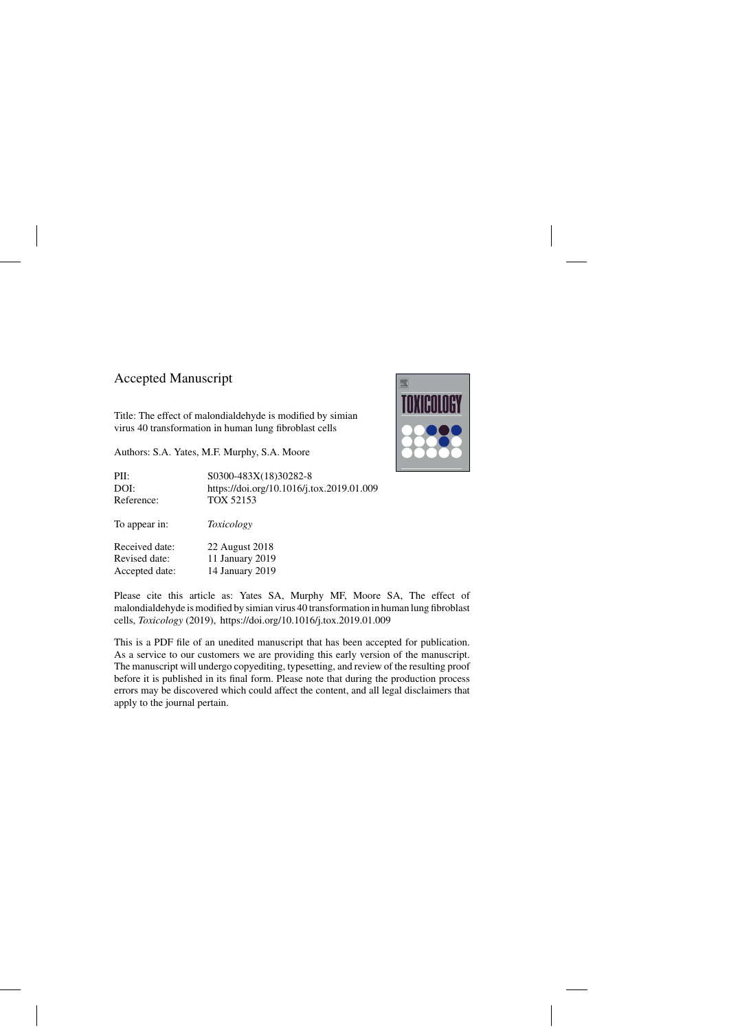Accepted Manuscript

Title: The effect of malondialdehyde is modified by simian virus 40 transformation in human lung fibroblast cells

Authors: S.A. Yates, M.F. Murphy, S.A. Moore

| | |
|---|---|
| PII: | S0300-483X(18)30282-8 |
| DOI: | https://doi.org/10.1016/j.tox.2019.01.009 |
| Reference: | TOX 52153 |
| To appear in: | *Toxicology* |
| Received date: | 22 August 2018 |
| Revised date: | 11 January 2019 |
| Accepted date: | 14 January 2019 |

Please cite this article as: Yates SA, Murphy MF, Moore SA, The effect of malondialdehyde is modified by simian virus 40 transformation in human lung fibroblast cells, *Toxicology* (2019), https://doi.org/10.1016/j.tox.2019.01.009

This is a PDF file of an unedited manuscript that has been accepted for publication. As a service to our customers we are providing this early version of the manuscript. The manuscript will undergo copyediting, typesetting, and review of the resulting proof before it is published in its final form. Please note that during the production process errors may be discovered which could affect the content, and all legal disclaimers that apply to the journal pertain.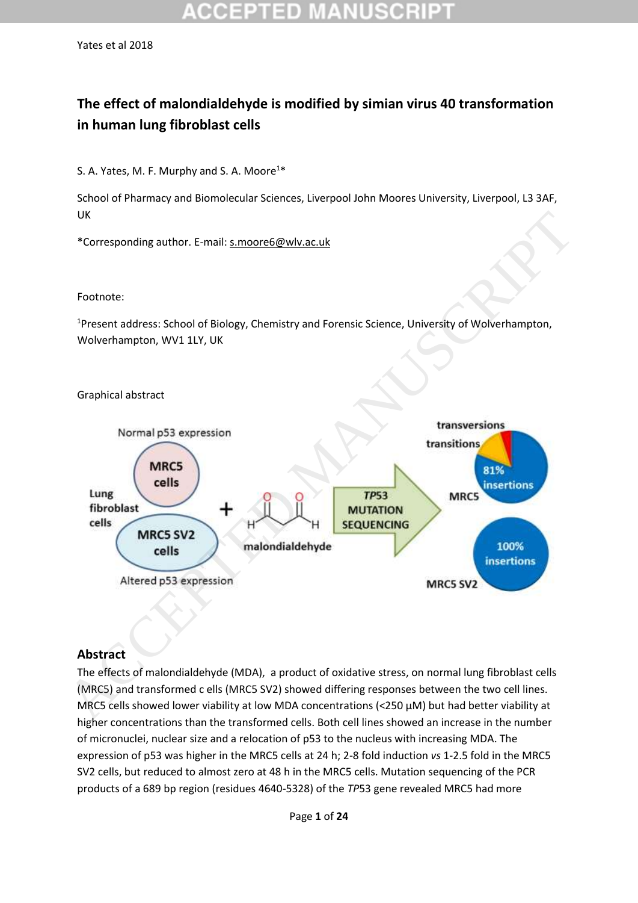Yates et al 2018

# The effect of malondialdehyde is modified by simian virus 40 transformation in human lung fibroblast cells

S. A. Yates, M. F. Murphy and S. A. Moore[1]*

School of Pharmacy and Biomolecular Sciences, Liverpool John Moores University, Liverpool, L3 3AF, UK

*Corresponding author. E-mail: s.moore6@wlv.ac.uk

Footnote:

[1]Present address: School of Biology, Chemistry and Forensic Science, University of Wolverhampton, Wolverhampton, WV1 1LY, UK

Graphical abstract

## Abstract

The effects of malondialdehyde (MDA), a product of oxidative stress, on normal lung fibroblast cells (MRC5) and transformed c ells (MRC5 SV2) showed differing responses between the two cell lines. MRC5 cells showed lower viability at low MDA concentrations (<250 µM) but had better viability at higher concentrations than the transformed cells. Both cell lines showed an increase in the number of micronuclei, nuclear size and a relocation of p53 to the nucleus with increasing MDA. The expression of p53 was higher in the MRC5 cells at 24 h; 2-8 fold induction *vs* 1-2.5 fold in the MRC5 SV2 cells, but reduced to almost zero at 48 h in the MRC5 cells. Mutation sequencing of the PCR products of a 689 bp region (residues 4640-5328) of the *TP*53 gene revealed MRC5 had more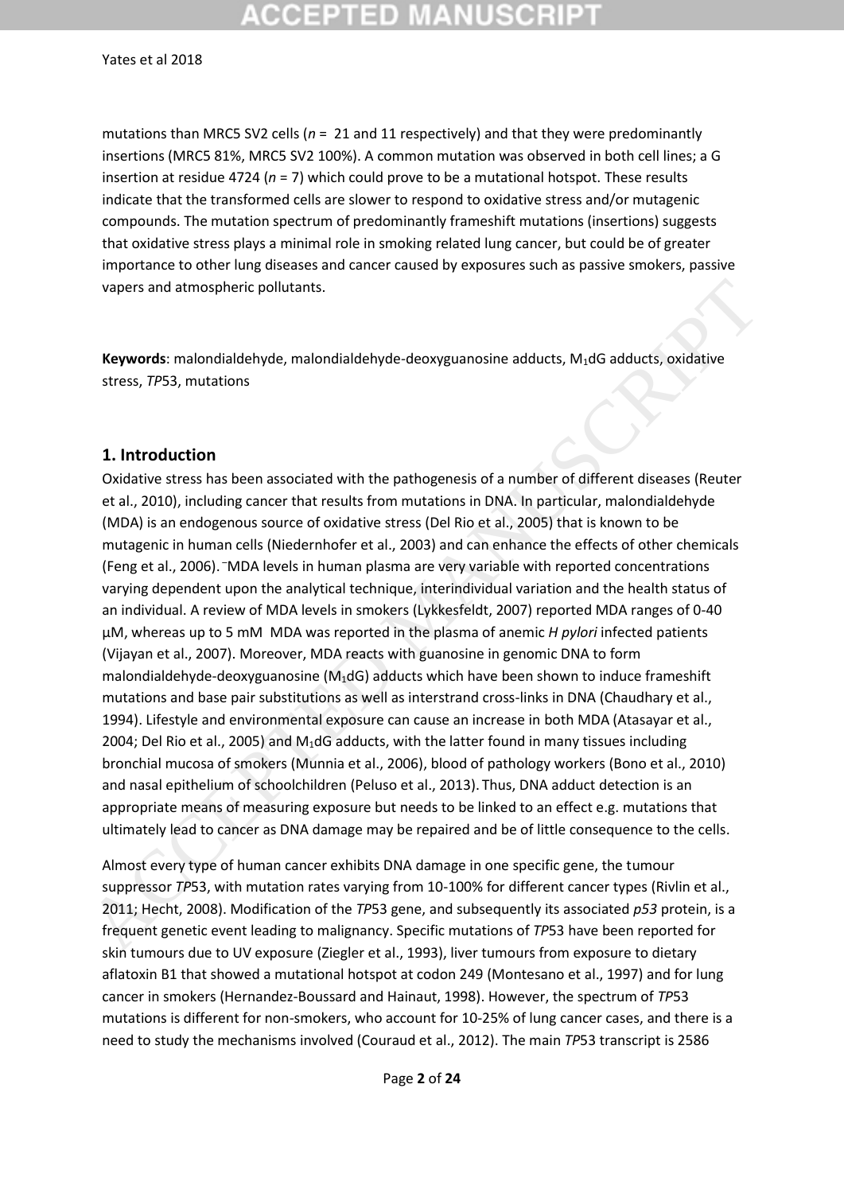mutations than MRC5 SV2 cells ($n$ = 21 and 11 respectively) and that they were predominantly insertions (MRC5 81%, MRC5 SV2 100%). A common mutation was observed in both cell lines; a G insertion at residue 4724 ($n$ = 7) which could prove to be a mutational hotspot. These results indicate that the transformed cells are slower to respond to oxidative stress and/or mutagenic compounds. The mutation spectrum of predominantly frameshift mutations (insertions) suggests that oxidative stress plays a minimal role in smoking related lung cancer, but could be of greater importance to other lung diseases and cancer caused by exposures such as passive smokers, passive vapers and atmospheric pollutants.

**Keywords**: malondialdehyde, malondialdehyde-deoxyguanosine adducts, $M_1dG$ adducts, oxidative stress, *TP*53, mutations

## 1. Introduction

Oxidative stress has been associated with the pathogenesis of a number of different diseases (Reuter et al., 2010), including cancer that results from mutations in DNA. In particular, malondialdehyde (MDA) is an endogenous source of oxidative stress (Del Rio et al., 2005) that is known to be mutagenic in human cells (Niedernhofer et al., 2003) and can enhance the effects of other chemicals (Feng et al., 2006). MDA levels in human plasma are very variable with reported concentrations varying dependent upon the analytical technique, interindividual variation and the health status of an individual. A review of MDA levels in smokers (Lykkesfeldt, 2007) reported MDA ranges of 0-40 µM, whereas up to 5 mM MDA was reported in the plasma of anemic *H pylori* infected patients (Vijayan et al., 2007). Moreover, MDA reacts with guanosine in genomic DNA to form malondialdehyde-deoxyguanosine ($M_1dG$) adducts which have been shown to induce frameshift mutations and base pair substitutions as well as interstrand cross-links in DNA (Chaudhary et al., 1994). Lifestyle and environmental exposure can cause an increase in both MDA (Atasayar et al., 2004; Del Rio et al., 2005) and $M_1dG$ adducts, with the latter found in many tissues including bronchial mucosa of smokers (Munnia et al., 2006), blood of pathology workers (Bono et al., 2010) and nasal epithelium of schoolchildren (Peluso et al., 2013). Thus, DNA adduct detection is an appropriate means of measuring exposure but needs to be linked to an effect e.g. mutations that ultimately lead to cancer as DNA damage may be repaired and be of little consequence to the cells.

Almost every type of human cancer exhibits DNA damage in one specific gene, the tumour suppressor *TP*53, with mutation rates varying from 10-100% for different cancer types (Rivlin et al., 2011; Hecht, 2008). Modification of the *TP*53 gene, and subsequently its associated *p53* protein, is a frequent genetic event leading to malignancy. Specific mutations of *TP*53 have been reported for skin tumours due to UV exposure (Ziegler et al., 1993), liver tumours from exposure to dietary aflatoxin B1 that showed a mutational hotspot at codon 249 (Montesano et al., 1997) and for lung cancer in smokers (Hernandez-Boussard and Hainaut, 1998). However, the spectrum of *TP*53 mutations is different for non-smokers, who account for 10-25% of lung cancer cases, and there is a need to study the mechanisms involved (Couraud et al., 2012). The main *TP*53 transcript is 2586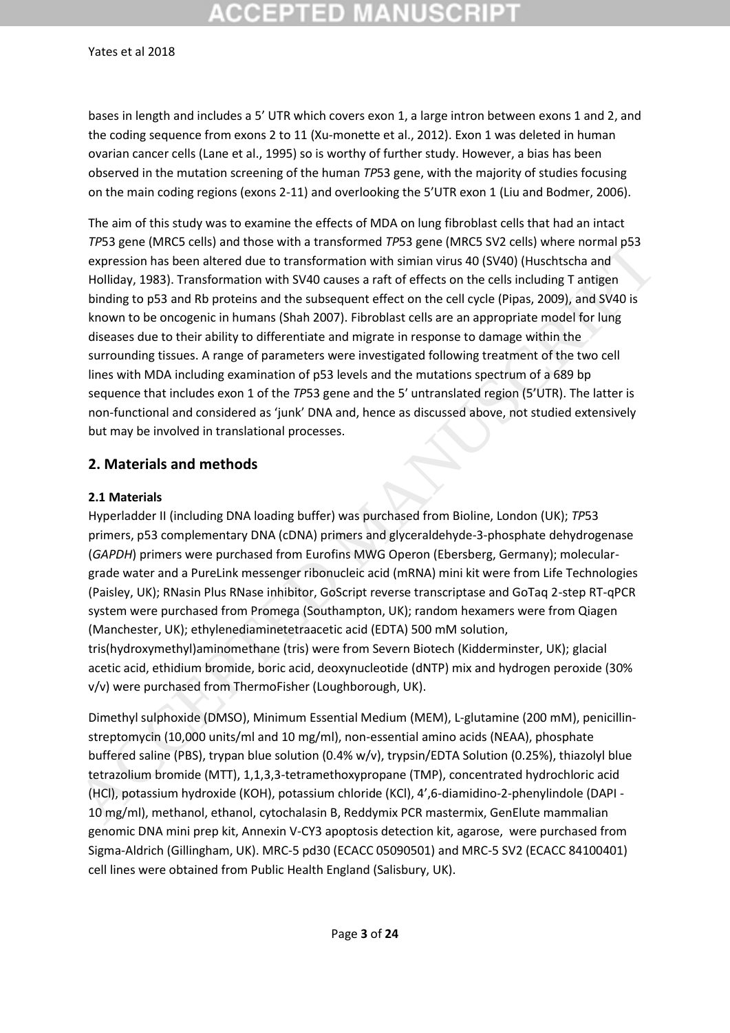bases in length and includes a 5' UTR which covers exon 1, a large intron between exons 1 and 2, and the coding sequence from exons 2 to 11 (Xu-monette et al., 2012). Exon 1 was deleted in human ovarian cancer cells (Lane et al., 1995) so is worthy of further study. However, a bias has been observed in the mutation screening of the human *TP*53 gene, with the majority of studies focusing on the main coding regions (exons 2-11) and overlooking the 5'UTR exon 1 (Liu and Bodmer, 2006).

The aim of this study was to examine the effects of MDA on lung fibroblast cells that had an intact *TP*53 gene (MRC5 cells) and those with a transformed *TP*53 gene (MRC5 SV2 cells) where normal p53 expression has been altered due to transformation with simian virus 40 (SV40) (Huschtscha and Holliday, 1983). Transformation with SV40 causes a raft of effects on the cells including T antigen binding to p53 and Rb proteins and the subsequent effect on the cell cycle (Pipas, 2009), and SV40 is known to be oncogenic in humans (Shah 2007). Fibroblast cells are an appropriate model for lung diseases due to their ability to differentiate and migrate in response to damage within the surrounding tissues. A range of parameters were investigated following treatment of the two cell lines with MDA including examination of p53 levels and the mutations spectrum of a 689 bp sequence that includes exon 1 of the *TP*53 gene and the 5' untranslated region (5'UTR). The latter is non-functional and considered as 'junk' DNA and, hence as discussed above, not studied extensively but may be involved in translational processes.

## 2. Materials and methods

### 2.1 Materials

Hyperladder II (including DNA loading buffer) was purchased from Bioline, London (UK); *TP*53 primers, p53 complementary DNA (cDNA) primers and glyceraldehyde-3-phosphate dehydrogenase (*GAPDH*) primers were purchased from Eurofins MWG Operon (Ebersberg, Germany); molecular-grade water and a PureLink messenger ribonucleic acid (mRNA) mini kit were from Life Technologies (Paisley, UK); RNasin Plus RNase inhibitor, GoScript reverse transcriptase and GoTaq 2-step RT-qPCR system were purchased from Promega (Southampton, UK); random hexamers were from Qiagen (Manchester, UK); ethylenediaminetetraacetic acid (EDTA) 500 mM solution, tris(hydroxymethyl)aminomethane (tris) were from Severn Biotech (Kidderminster, UK); glacial acetic acid, ethidium bromide, boric acid, deoxynucleotide (dNTP) mix and hydrogen peroxide (30% v/v) were purchased from ThermoFisher (Loughborough, UK).

Dimethyl sulphoxide (DMSO), Minimum Essential Medium (MEM), L-glutamine (200 mM), penicillin-streptomycin (10,000 units/ml and 10 mg/ml), non-essential amino acids (NEAA), phosphate buffered saline (PBS), trypan blue solution (0.4% w/v), trypsin/EDTA Solution (0.25%), thiazolyl blue tetrazolium bromide (MTT), 1,1,3,3-tetramethoxypropane (TMP), concentrated hydrochloric acid (HCl), potassium hydroxide (KOH), potassium chloride (KCl), 4',6-diamidino-2-phenylindole (DAPI - 10 mg/ml), methanol, ethanol, cytochalasin B, Reddymix PCR mastermix, GenElute mammalian genomic DNA mini prep kit, Annexin V-CY3 apoptosis detection kit, agarose, were purchased from Sigma-Aldrich (Gillingham, UK). MRC-5 pd30 (ECACC 05090501) and MRC-5 SV2 (ECACC 84100401) cell lines were obtained from Public Health England (Salisbury, UK).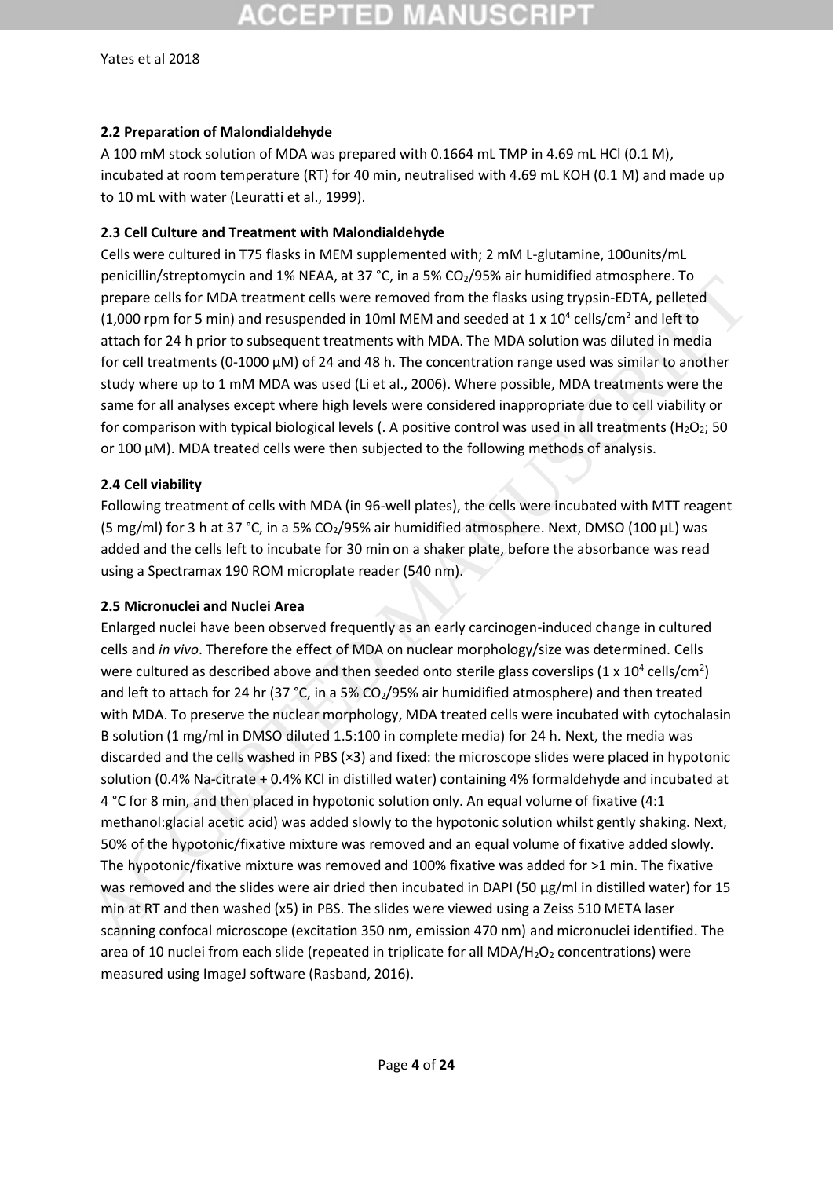### 2.2 Preparation of Malondialdehyde

A 100 mM stock solution of MDA was prepared with 0.1664 mL TMP in 4.69 mL HCl (0.1 M), incubated at room temperature (RT) for 40 min, neutralised with 4.69 mL KOH (0.1 M) and made up to 10 mL with water (Leuratti et al., 1999).

### 2.3 Cell Culture and Treatment with Malondialdehyde

Cells were cultured in T75 flasks in MEM supplemented with; 2 mM L-glutamine, 100units/mL penicillin/streptomycin and 1% NEAA, at 37 °C, in a 5% $CO_2$/95% air humidified atmosphere. To prepare cells for MDA treatment cells were removed from the flasks using trypsin-EDTA, pelleted (1,000 rpm for 5 min) and resuspended in 10ml MEM and seeded at 1 x $10^4$ cells/$cm^2$ and left to attach for 24 h prior to subsequent treatments with MDA. The MDA solution was diluted in media for cell treatments (0-1000 µM) of 24 and 48 h. The concentration range used was similar to another study where up to 1 mM MDA was used (Li et al., 2006). Where possible, MDA treatments were the same for all analyses except where high levels were considered inappropriate due to cell viability or for comparison with typical biological levels (. A positive control was used in all treatments ($H_2O_2$; 50 or 100 µM). MDA treated cells were then subjected to the following methods of analysis.

### 2.4 Cell viability

Following treatment of cells with MDA (in 96-well plates), the cells were incubated with MTT reagent (5 mg/ml) for 3 h at 37 °C, in a 5% $CO_2$/95% air humidified atmosphere. Next, DMSO (100 µL) was added and the cells left to incubate for 30 min on a shaker plate, before the absorbance was read using a Spectramax 190 ROM microplate reader (540 nm).

### 2.5 Micronuclei and Nuclei Area

Enlarged nuclei have been observed frequently as an early carcinogen-induced change in cultured cells and *in vivo*. Therefore the effect of MDA on nuclear morphology/size was determined. Cells were cultured as described above and then seeded onto sterile glass coverslips (1 x $10^4$ cells/$cm^2$) and left to attach for 24 hr (37 °C, in a 5% $CO_2$/95% air humidified atmosphere) and then treated with MDA. To preserve the nuclear morphology, MDA treated cells were incubated with cytochalasin B solution (1 mg/ml in DMSO diluted 1.5:100 in complete media) for 24 h. Next, the media was discarded and the cells washed in PBS (×3) and fixed: the microscope slides were placed in hypotonic solution (0.4% Na-citrate + 0.4% KCl in distilled water) containing 4% formaldehyde and incubated at 4 °C for 8 min, and then placed in hypotonic solution only. An equal volume of fixative (4:1 methanol:glacial acetic acid) was added slowly to the hypotonic solution whilst gently shaking. Next, 50% of the hypotonic/fixative mixture was removed and an equal volume of fixative added slowly. The hypotonic/fixative mixture was removed and 100% fixative was added for >1 min. The fixative was removed and the slides were air dried then incubated in DAPI (50 µg/ml in distilled water) for 15 min at RT and then washed (x5) in PBS. The slides were viewed using a Zeiss 510 META laser scanning confocal microscope (excitation 350 nm, emission 470 nm) and micronuclei identified. The area of 10 nuclei from each slide (repeated in triplicate for all MDA/$H_2O_2$ concentrations) were measured using ImageJ software (Rasband, 2016).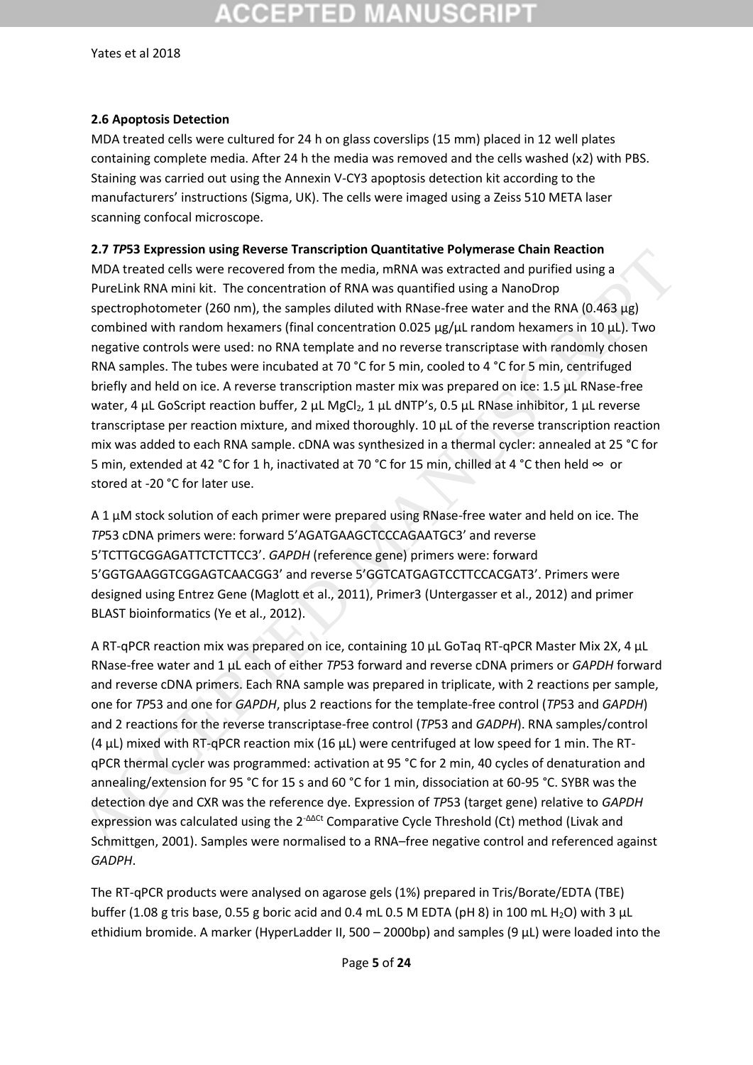### 2.6 Apoptosis Detection

MDA treated cells were cultured for 24 h on glass coverslips (15 mm) placed in 12 well plates containing complete media. After 24 h the media was removed and the cells washed (x2) with PBS. Staining was carried out using the Annexin V-CY3 apoptosis detection kit according to the manufacturers' instructions (Sigma, UK). The cells were imaged using a Zeiss 510 META laser scanning confocal microscope.

### 2.7 *TP*53 Expression using Reverse Transcription Quantitative Polymerase Chain Reaction

MDA treated cells were recovered from the media, mRNA was extracted and purified using a PureLink RNA mini kit. The concentration of RNA was quantified using a NanoDrop spectrophotometer (260 nm), the samples diluted with RNase-free water and the RNA (0.463 µg) combined with random hexamers (final concentration 0.025 µg/µL random hexamers in 10 µL). Two negative controls were used: no RNA template and no reverse transcriptase with randomly chosen RNA samples. The tubes were incubated at 70 °C for 5 min, cooled to 4 °C for 5 min, centrifuged briefly and held on ice. A reverse transcription master mix was prepared on ice: 1.5 µL RNase-free water, 4 µL GoScript reaction buffer, 2 µL $MgCl_2$, 1 µL dNTP's, 0.5 µL RNase inhibitor, 1 µL reverse transcriptase per reaction mixture, and mixed thoroughly. 10 µL of the reverse transcription reaction mix was added to each RNA sample. cDNA was synthesized in a thermal cycler: annealed at 25 °C for 5 min, extended at 42 °C for 1 h, inactivated at 70 °C for 15 min, chilled at 4 °C then held ∞ or stored at -20 °C for later use.

A 1 µM stock solution of each primer were prepared using RNase-free water and held on ice. The *TP*53 cDNA primers were: forward 5'AGATGAAGCTCCCAGAATGC3' and reverse 5'TCTTGCGGAGATTCTCTTCC3'. *GAPDH* (reference gene) primers were: forward 5'GGTGAAGGTCGGAGTCAACGG3' and reverse 5'GGTCATGAGTCCTTCCACGAT3'. Primers were designed using Entrez Gene (Maglott et al., 2011), Primer3 (Untergasser et al., 2012) and primer BLAST bioinformatics (Ye et al., 2012).

A RT-qPCR reaction mix was prepared on ice, containing 10 µL GoTaq RT-qPCR Master Mix 2X, 4 µL RNase-free water and 1 µL each of either *TP*53 forward and reverse cDNA primers or *GAPDH* forward and reverse cDNA primers. Each RNA sample was prepared in triplicate, with 2 reactions per sample, one for *TP*53 and one for *GAPDH*, plus 2 reactions for the template-free control (*TP*53 and *GAPDH*) and 2 reactions for the reverse transcriptase-free control (*TP*53 and *GADPH*). RNA samples/control (4 µL) mixed with RT-qPCR reaction mix (16 µL) were centrifuged at low speed for 1 min. The RT-qPCR thermal cycler was programmed: activation at 95 °C for 2 min, 40 cycles of denaturation and annealing/extension for 95 °C for 15 s and 60 °C for 1 min, dissociation at 60-95 °C. SYBR was the detection dye and CXR was the reference dye. Expression of *TP*53 (target gene) relative to *GAPDH* expression was calculated using the $2^{-\Delta\Delta Ct}$ Comparative Cycle Threshold (Ct) method (Livak and Schmittgen, 2001). Samples were normalised to a RNA–free negative control and referenced against *GADPH*.

The RT-qPCR products were analysed on agarose gels (1%) prepared in Tris/Borate/EDTA (TBE) buffer (1.08 g tris base, 0.55 g boric acid and 0.4 mL 0.5 M EDTA (pH 8) in 100 mL $H_2O$) with 3 µL ethidium bromide. A marker (HyperLadder II, 500 – 2000bp) and samples (9 µL) were loaded into the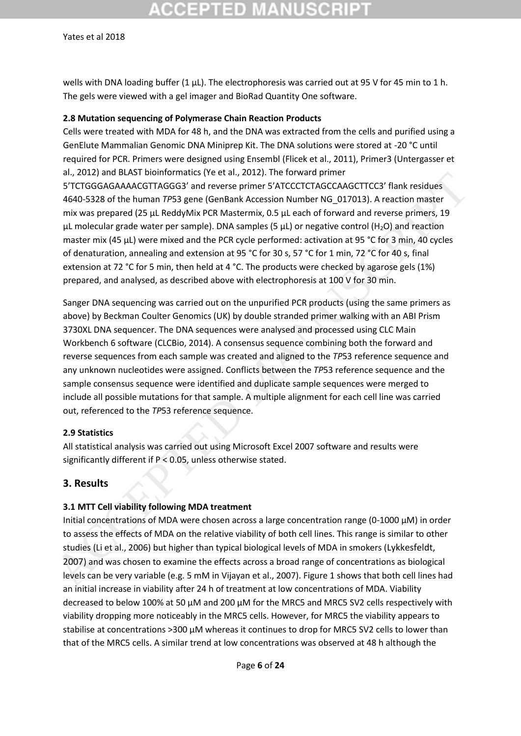wells with DNA loading buffer (1 µL). The electrophoresis was carried out at 95 V for 45 min to 1 h. The gels were viewed with a gel imager and BioRad Quantity One software.

### 2.8 Mutation sequencing of Polymerase Chain Reaction Products

Cells were treated with MDA for 48 h, and the DNA was extracted from the cells and purified using a GenElute Mammalian Genomic DNA Miniprep Kit. The DNA solutions were stored at -20 °C until required for PCR. Primers were designed using Ensembl (Flicek et al., 2011), Primer3 (Untergasser et al., 2012) and BLAST bioinformatics (Ye et al., 2012). The forward primer 5'TCTGGGAGAAAACGTTAGGG3' and reverse primer 5'ATCCCTCTAGCCAAGCTTCC3' flank residues 4640-5328 of the human *TP*53 gene (GenBank Accession Number NG_017013). A reaction master mix was prepared (25 µL ReddyMix PCR Mastermix, 0.5 µL each of forward and reverse primers, 19 µL molecular grade water per sample). DNA samples (5 µL) or negative control ($H_2O$) and reaction master mix (45 µL) were mixed and the PCR cycle performed: activation at 95 °C for 3 min, 40 cycles of denaturation, annealing and extension at 95 °C for 30 s, 57 °C for 1 min, 72 °C for 40 s, final extension at 72 °C for 5 min, then held at 4 °C. The products were checked by agarose gels (1%) prepared, and analysed, as described above with electrophoresis at 100 V for 30 min.

Sanger DNA sequencing was carried out on the unpurified PCR products (using the same primers as above) by Beckman Coulter Genomics (UK) by double stranded primer walking with an ABI Prism 3730XL DNA sequencer. The DNA sequences were analysed and processed using CLC Main Workbench 6 software (CLCBio, 2014). A consensus sequence combining both the forward and reverse sequences from each sample was created and aligned to the *TP*53 reference sequence and any unknown nucleotides were assigned. Conflicts between the *TP*53 reference sequence and the sample consensus sequence were identified and duplicate sample sequences were merged to include all possible mutations for that sample. A multiple alignment for each cell line was carried out, referenced to the *TP*53 reference sequence.

### 2.9 Statistics

All statistical analysis was carried out using Microsoft Excel 2007 software and results were significantly different if $P < 0.05$, unless otherwise stated.

## 3. Results

### 3.1 MTT Cell viability following MDA treatment

Initial concentrations of MDA were chosen across a large concentration range (0-1000 µM) in order to assess the effects of MDA on the relative viability of both cell lines. This range is similar to other studies (Li et al., 2006) but higher than typical biological levels of MDA in smokers (Lykkesfeldt, 2007) and was chosen to examine the effects across a broad range of concentrations as biological levels can be very variable (e.g. 5 mM in Vijayan et al., 2007). Figure 1 shows that both cell lines had an initial increase in viability after 24 h of treatment at low concentrations of MDA. Viability decreased to below 100% at 50 µM and 200 µM for the MRC5 and MRC5 SV2 cells respectively with viability dropping more noticeably in the MRC5 cells. However, for MRC5 the viability appears to stabilise at concentrations >300 µM whereas it continues to drop for MRC5 SV2 cells to lower than that of the MRC5 cells. A similar trend at low concentrations was observed at 48 h although the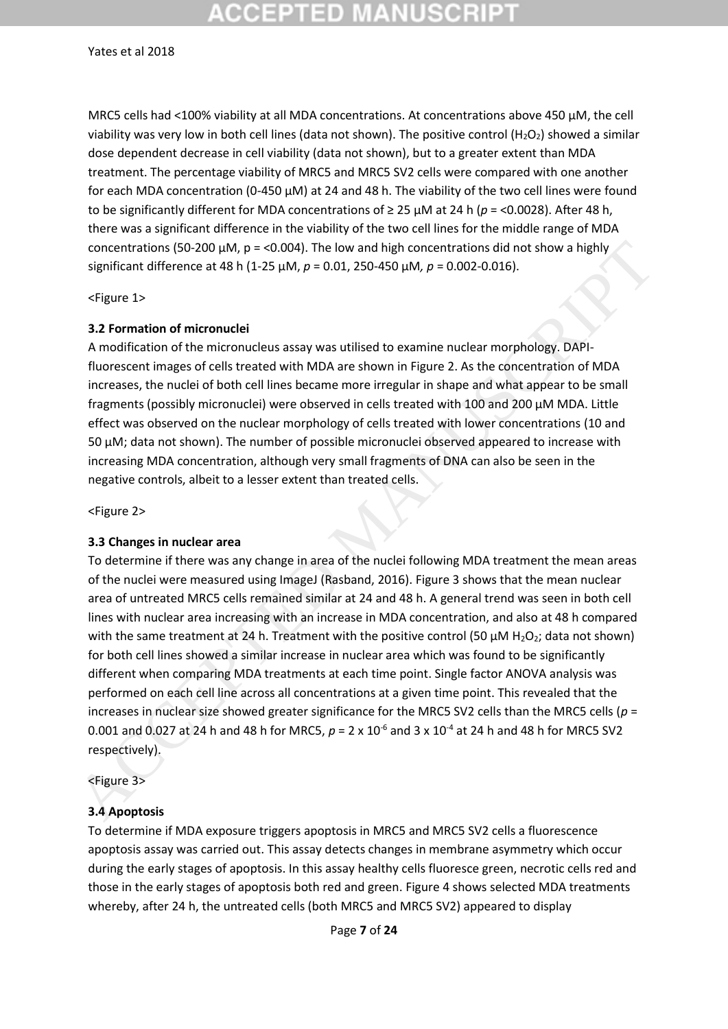MRC5 cells had <100% viability at all MDA concentrations. At concentrations above 450 µM, the cell viability was very low in both cell lines (data not shown). The positive control ($H_2O_2$) showed a similar dose dependent decrease in cell viability (data not shown), but to a greater extent than MDA treatment. The percentage viability of MRC5 and MRC5 SV2 cells were compared with one another for each MDA concentration (0-450 µM) at 24 and 48 h. The viability of the two cell lines were found to be significantly different for MDA concentrations of ≥ 25 µM at 24 h ($p$ = <0.0028). After 48 h, there was a significant difference in the viability of the two cell lines for the middle range of MDA concentrations (50-200 µM, p = <0.004). The low and high concentrations did not show a highly significant difference at 48 h (1-25 µM, $p$ = 0.01, 250-450 µM, $p$ = 0.002-0.016).

<Figure 1>

### 3.2 Formation of micronuclei

A modification of the micronucleus assay was utilised to examine nuclear morphology. DAPI-fluorescent images of cells treated with MDA are shown in Figure 2. As the concentration of MDA increases, the nuclei of both cell lines became more irregular in shape and what appear to be small fragments (possibly micronuclei) were observed in cells treated with 100 and 200 µM MDA. Little effect was observed on the nuclear morphology of cells treated with lower concentrations (10 and 50 µM; data not shown). The number of possible micronuclei observed appeared to increase with increasing MDA concentration, although very small fragments of DNA can also be seen in the negative controls, albeit to a lesser extent than treated cells.

<Figure 2>

### 3.3 Changes in nuclear area

To determine if there was any change in area of the nuclei following MDA treatment the mean areas of the nuclei were measured using ImageJ (Rasband, 2016). Figure 3 shows that the mean nuclear area of untreated MRC5 cells remained similar at 24 and 48 h. A general trend was seen in both cell lines with nuclear area increasing with an increase in MDA concentration, and also at 48 h compared with the same treatment at 24 h. Treatment with the positive control (50 µM $H_2O_2$; data not shown) for both cell lines showed a similar increase in nuclear area which was found to be significantly different when comparing MDA treatments at each time point. Single factor ANOVA analysis was performed on each cell line across all concentrations at a given time point. This revealed that the increases in nuclear size showed greater significance for the MRC5 SV2 cells than the MRC5 cells ($p$ = 0.001 and 0.027 at 24 h and 48 h for MRC5, $p = 2 \times 10^{-6}$ and $3 \times 10^{-4}$ at 24 h and 48 h for MRC5 SV2 respectively).

<Figure 3>

### 3.4 Apoptosis

To determine if MDA exposure triggers apoptosis in MRC5 and MRC5 SV2 cells a fluorescence apoptosis assay was carried out. This assay detects changes in membrane asymmetry which occur during the early stages of apoptosis. In this assay healthy cells fluoresce green, necrotic cells red and those in the early stages of apoptosis both red and green. Figure 4 shows selected MDA treatments whereby, after 24 h, the untreated cells (both MRC5 and MRC5 SV2) appeared to display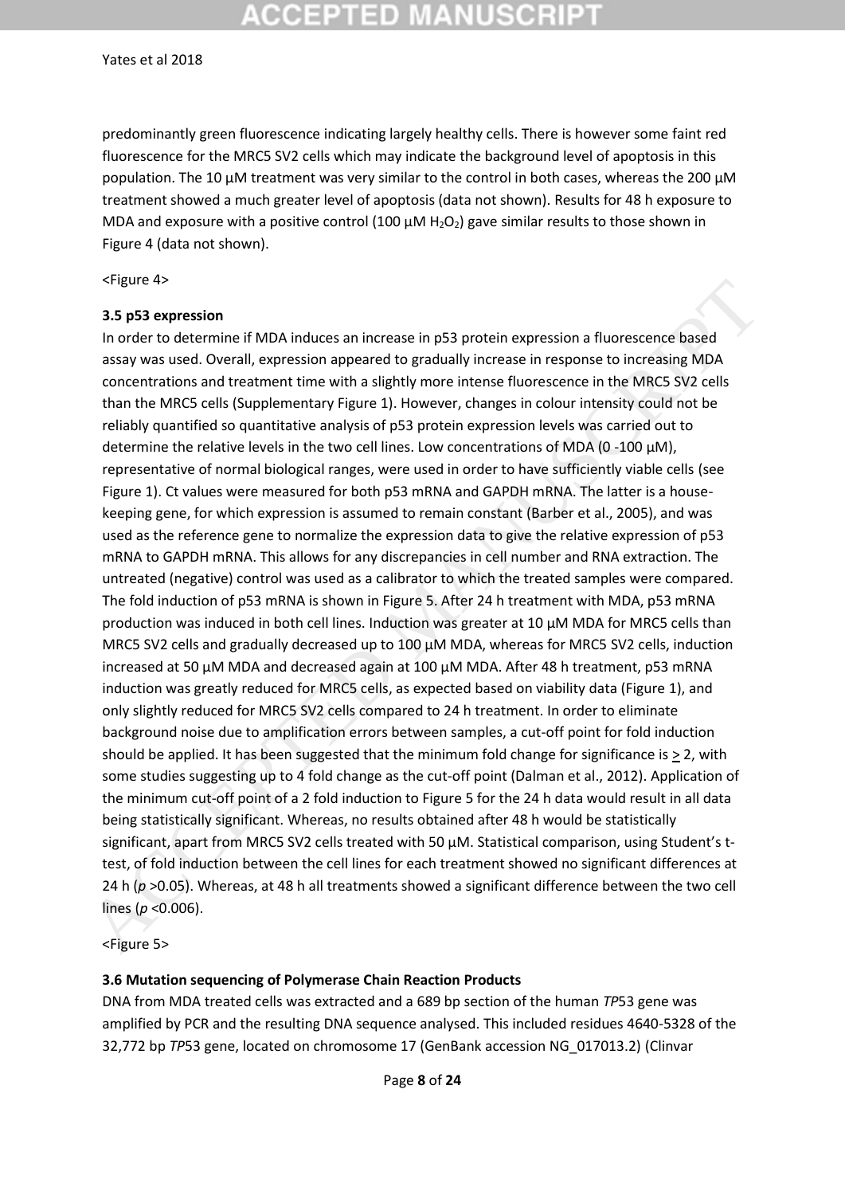predominantly green fluorescence indicating largely healthy cells. There is however some faint red fluorescence for the MRC5 SV2 cells which may indicate the background level of apoptosis in this population. The 10 µM treatment was very similar to the control in both cases, whereas the 200 µM treatment showed a much greater level of apoptosis (data not shown). Results for 48 h exposure to MDA and exposure with a positive control (100 µM $H_2O_2$) gave similar results to those shown in Figure 4 (data not shown).

<Figure 4>

### 3.5 p53 expression

In order to determine if MDA induces an increase in p53 protein expression a fluorescence based assay was used. Overall, expression appeared to gradually increase in response to increasing MDA concentrations and treatment time with a slightly more intense fluorescence in the MRC5 SV2 cells than the MRC5 cells (Supplementary Figure 1). However, changes in colour intensity could not be reliably quantified so quantitative analysis of p53 protein expression levels was carried out to determine the relative levels in the two cell lines. Low concentrations of MDA (0 -100 µM), representative of normal biological ranges, were used in order to have sufficiently viable cells (see Figure 1). Ct values were measured for both p53 mRNA and GAPDH mRNA. The latter is a house-keeping gene, for which expression is assumed to remain constant (Barber et al., 2005), and was used as the reference gene to normalize the expression data to give the relative expression of p53 mRNA to GAPDH mRNA. This allows for any discrepancies in cell number and RNA extraction. The untreated (negative) control was used as a calibrator to which the treated samples were compared. The fold induction of p53 mRNA is shown in Figure 5. After 24 h treatment with MDA, p53 mRNA production was induced in both cell lines. Induction was greater at 10 µM MDA for MRC5 cells than MRC5 SV2 cells and gradually decreased up to 100 µM MDA, whereas for MRC5 SV2 cells, induction increased at 50 µM MDA and decreased again at 100 µM MDA. After 48 h treatment, p53 mRNA induction was greatly reduced for MRC5 cells, as expected based on viability data (Figure 1), and only slightly reduced for MRC5 SV2 cells compared to 24 h treatment. In order to eliminate background noise due to amplification errors between samples, a cut-off point for fold induction should be applied. It has been suggested that the minimum fold change for significance is $\geq 2$, with some studies suggesting up to 4 fold change as the cut-off point (Dalman et al., 2012). Application of the minimum cut-off point of a 2 fold induction to Figure 5 for the 24 h data would result in all data being statistically significant. Whereas, no results obtained after 48 h would be statistically significant, apart from MRC5 SV2 cells treated with 50 µM. Statistical comparison, using Student's t-test, of fold induction between the cell lines for each treatment showed no significant differences at 24 h ($p > 0.05$). Whereas, at 48 h all treatments showed a significant difference between the two cell lines ($p < 0.006$).

<Figure 5>

### 3.6 Mutation sequencing of Polymerase Chain Reaction Products

DNA from MDA treated cells was extracted and a 689 bp section of the human *TP*53 gene was amplified by PCR and the resulting DNA sequence analysed. This included residues 4640-5328 of the 32,772 bp *TP*53 gene, located on chromosome 17 (GenBank accession NG_017013.2) (Clinvar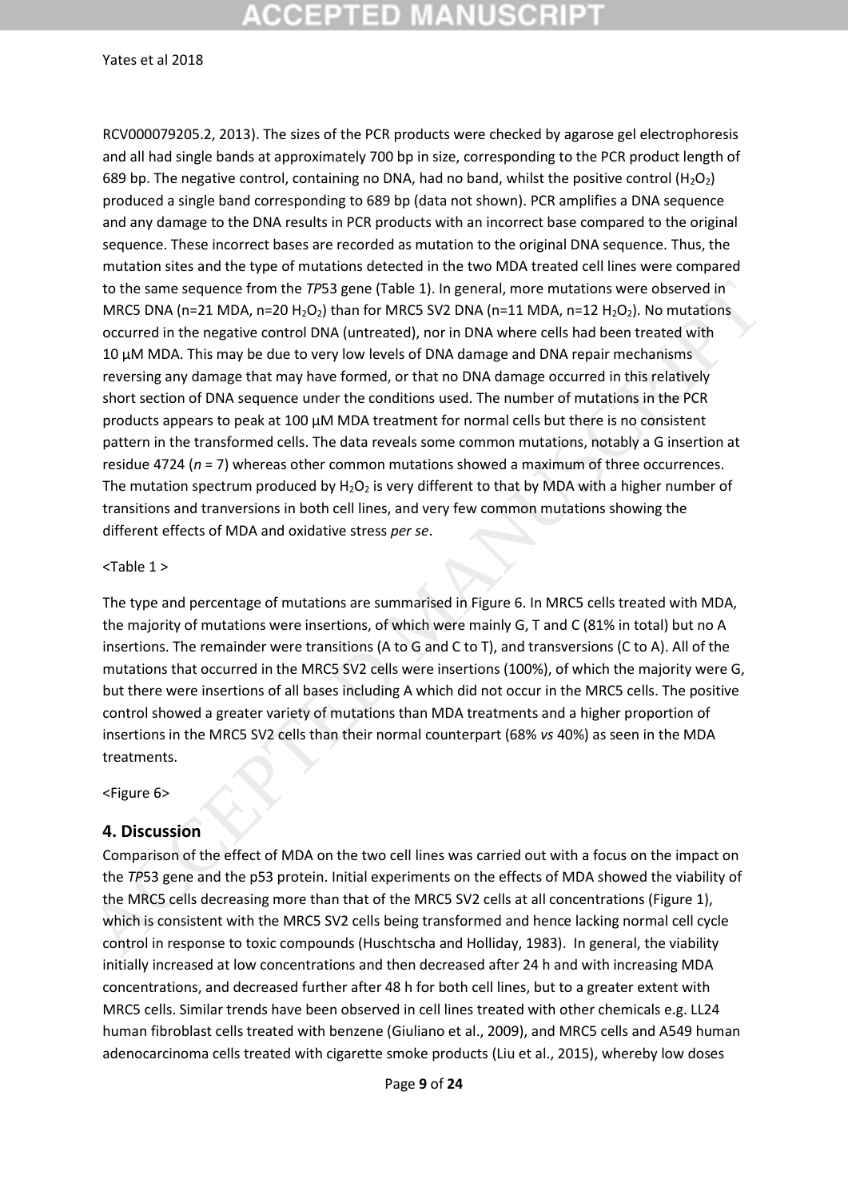RCV000079205.2, 2013). The sizes of the PCR products were checked by agarose gel electrophoresis and all had single bands at approximately 700 bp in size, corresponding to the PCR product length of 689 bp. The negative control, containing no DNA, had no band, whilst the positive control ($H_2O_2$) produced a single band corresponding to 689 bp (data not shown). PCR amplifies a DNA sequence and any damage to the DNA results in PCR products with an incorrect base compared to the original sequence. These incorrect bases are recorded as mutation to the original DNA sequence. Thus, the mutation sites and the type of mutations detected in the two MDA treated cell lines were compared to the same sequence from the *TP*53 gene (Table 1). In general, more mutations were observed in MRC5 DNA (n=21 MDA, n=20 $H_2O_2$) than for MRC5 SV2 DNA (n=11 MDA, n=12 $H_2O_2$). No mutations occurred in the negative control DNA (untreated), nor in DNA where cells had been treated with 10 µM MDA. This may be due to very low levels of DNA damage and DNA repair mechanisms reversing any damage that may have formed, or that no DNA damage occurred in this relatively short section of DNA sequence under the conditions used. The number of mutations in the PCR products appears to peak at 100 µM MDA treatment for normal cells but there is no consistent pattern in the transformed cells. The data reveals some common mutations, notably a G insertion at residue 4724 (*n* = 7) whereas other common mutations showed a maximum of three occurrences. The mutation spectrum produced by $H_2O_2$ is very different to that by MDA with a higher number of transitions and tranversions in both cell lines, and very few common mutations showing the different effects of MDA and oxidative stress *per se*.

<Table 1 >

The type and percentage of mutations are summarised in Figure 6. In MRC5 cells treated with MDA, the majority of mutations were insertions, of which were mainly G, T and C (81% in total) but no A insertions. The remainder were transitions (A to G and C to T), and transversions (C to A). All of the mutations that occurred in the MRC5 SV2 cells were insertions (100%), of which the majority were G, but there were insertions of all bases including A which did not occur in the MRC5 cells. The positive control showed a greater variety of mutations than MDA treatments and a higher proportion of insertions in the MRC5 SV2 cells than their normal counterpart (68% *vs* 40%) as seen in the MDA treatments.

<Figure 6>

## 4. Discussion

Comparison of the effect of MDA on the two cell lines was carried out with a focus on the impact on the *TP*53 gene and the p53 protein. Initial experiments on the effects of MDA showed the viability of the MRC5 cells decreasing more than that of the MRC5 SV2 cells at all concentrations (Figure 1), which is consistent with the MRC5 SV2 cells being transformed and hence lacking normal cell cycle control in response to toxic compounds (Huschtscha and Holliday, 1983). In general, the viability initially increased at low concentrations and then decreased after 24 h and with increasing MDA concentrations, and decreased further after 48 h for both cell lines, but to a greater extent with MRC5 cells. Similar trends have been observed in cell lines treated with other chemicals e.g. LL24 human fibroblast cells treated with benzene (Giuliano et al., 2009), and MRC5 cells and A549 human adenocarcinoma cells treated with cigarette smoke products (Liu et al., 2015), whereby low doses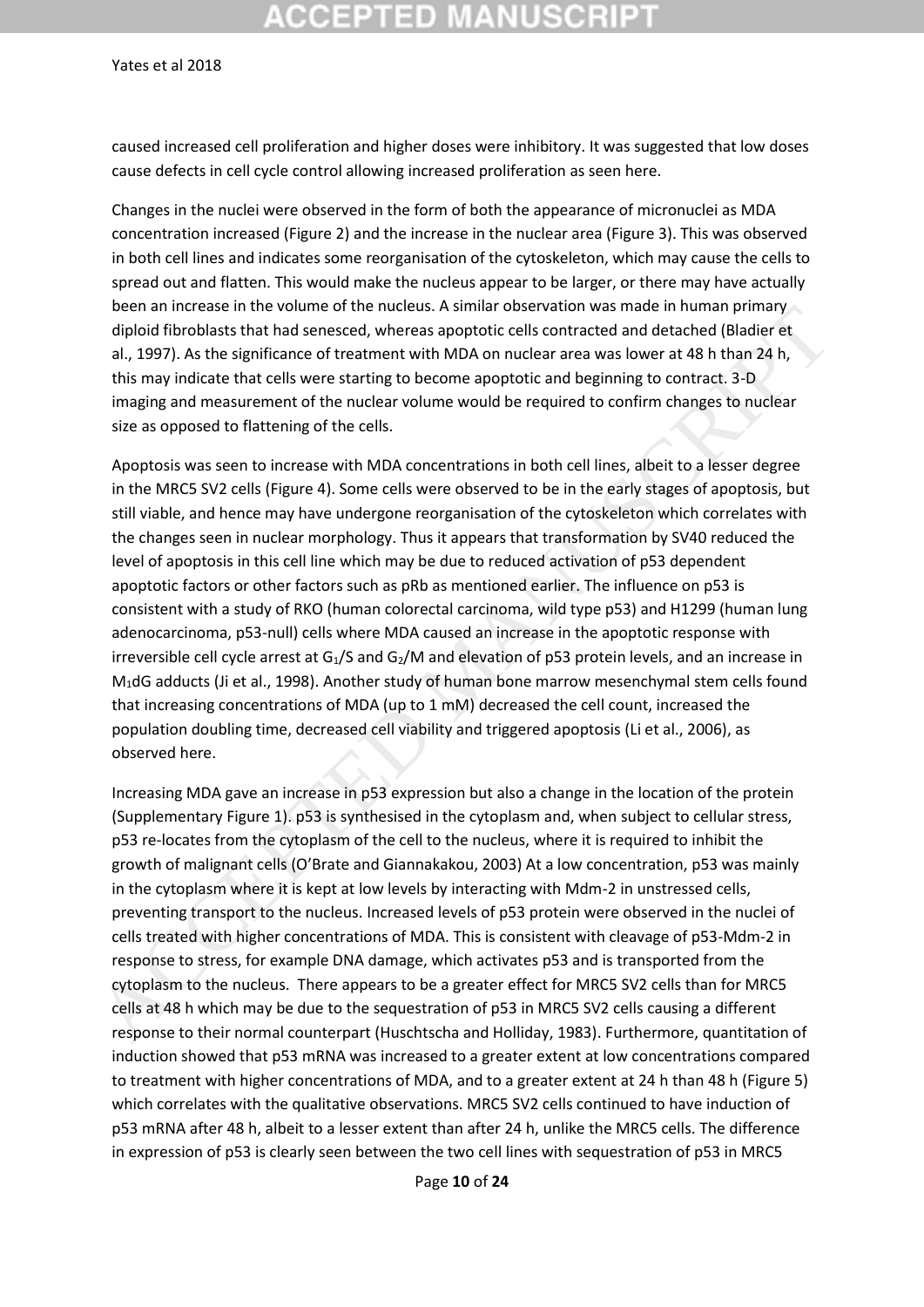caused increased cell proliferation and higher doses were inhibitory. It was suggested that low doses cause defects in cell cycle control allowing increased proliferation as seen here.

Changes in the nuclei were observed in the form of both the appearance of micronuclei as MDA concentration increased (Figure 2) and the increase in the nuclear area (Figure 3). This was observed in both cell lines and indicates some reorganisation of the cytoskeleton, which may cause the cells to spread out and flatten. This would make the nucleus appear to be larger, or there may have actually been an increase in the volume of the nucleus. A similar observation was made in human primary diploid fibroblasts that had senesced, whereas apoptotic cells contracted and detached (Bladier et al., 1997). As the significance of treatment with MDA on nuclear area was lower at 48 h than 24 h, this may indicate that cells were starting to become apoptotic and beginning to contract. 3-D imaging and measurement of the nuclear volume would be required to confirm changes to nuclear size as opposed to flattening of the cells.

Apoptosis was seen to increase with MDA concentrations in both cell lines, albeit to a lesser degree in the MRC5 SV2 cells (Figure 4). Some cells were observed to be in the early stages of apoptosis, but still viable, and hence may have undergone reorganisation of the cytoskeleton which correlates with the changes seen in nuclear morphology. Thus it appears that transformation by SV40 reduced the level of apoptosis in this cell line which may be due to reduced activation of p53 dependent apoptotic factors or other factors such as pRb as mentioned earlier. The influence on p53 is consistent with a study of RKO (human colorectal carcinoma, wild type p53) and H1299 (human lung adenocarcinoma, p53-null) cells where MDA caused an increase in the apoptotic response with irreversible cell cycle arrest at $G_1$/S and $G_2$/M and elevation of p53 protein levels, and an increase in $M_1$dG adducts (Ji et al., 1998). Another study of human bone marrow mesenchymal stem cells found that increasing concentrations of MDA (up to 1 mM) decreased the cell count, increased the population doubling time, decreased cell viability and triggered apoptosis (Li et al., 2006), as observed here.

Increasing MDA gave an increase in p53 expression but also a change in the location of the protein (Supplementary Figure 1). p53 is synthesised in the cytoplasm and, when subject to cellular stress, p53 re-locates from the cytoplasm of the cell to the nucleus, where it is required to inhibit the growth of malignant cells (O'Brate and Giannakakou, 2003) At a low concentration, p53 was mainly in the cytoplasm where it is kept at low levels by interacting with Mdm-2 in unstressed cells, preventing transport to the nucleus. Increased levels of p53 protein were observed in the nuclei of cells treated with higher concentrations of MDA. This is consistent with cleavage of p53-Mdm-2 in response to stress, for example DNA damage, which activates p53 and is transported from the cytoplasm to the nucleus. There appears to be a greater effect for MRC5 SV2 cells than for MRC5 cells at 48 h which may be due to the sequestration of p53 in MRC5 SV2 cells causing a different response to their normal counterpart (Huschtscha and Holliday, 1983). Furthermore, quantitation of induction showed that p53 mRNA was increased to a greater extent at low concentrations compared to treatment with higher concentrations of MDA, and to a greater extent at 24 h than 48 h (Figure 5) which correlates with the qualitative observations. MRC5 SV2 cells continued to have induction of p53 mRNA after 48 h, albeit to a lesser extent than after 24 h, unlike the MRC5 cells. The difference in expression of p53 is clearly seen between the two cell lines with sequestration of p53 in MRC5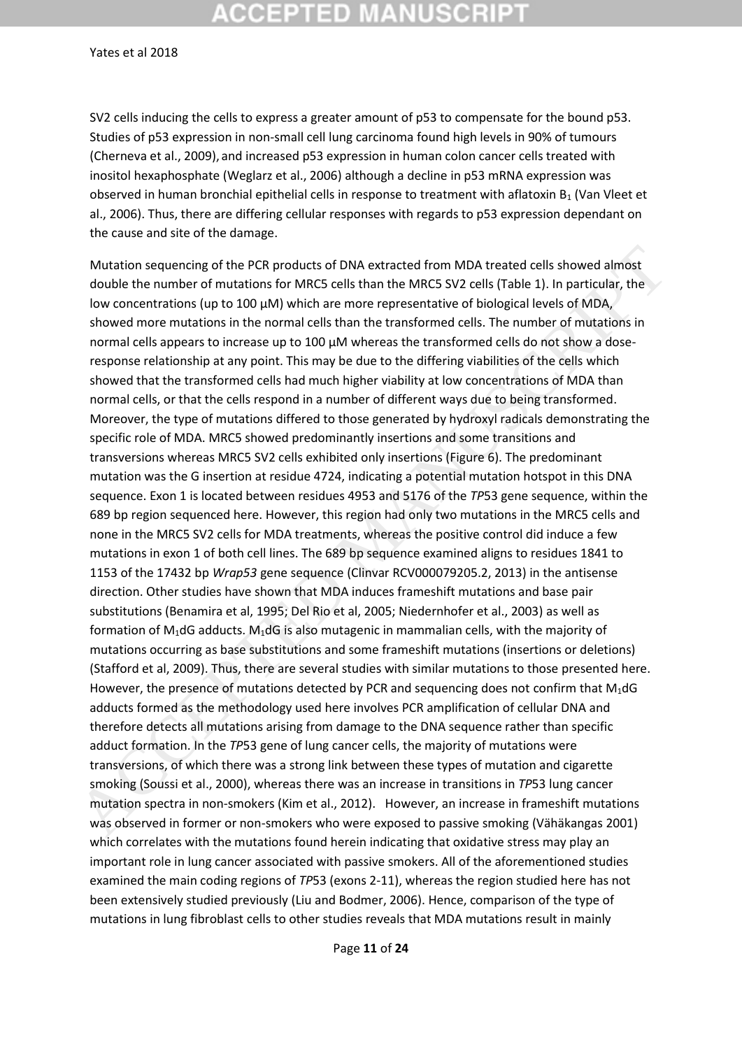SV2 cells inducing the cells to express a greater amount of p53 to compensate for the bound p53. Studies of p53 expression in non-small cell lung carcinoma found high levels in 90% of tumours (Cherneva et al., 2009), and increased p53 expression in human colon cancer cells treated with inositol hexaphosphate (Weglarz et al., 2006) although a decline in p53 mRNA expression was observed in human bronchial epithelial cells in response to treatment with aflatoxin $B_1$ (Van Vleet et al., 2006). Thus, there are differing cellular responses with regards to p53 expression dependant on the cause and site of the damage.

Mutation sequencing of the PCR products of DNA extracted from MDA treated cells showed almost double the number of mutations for MRC5 cells than the MRC5 SV2 cells (Table 1). In particular, the low concentrations (up to 100 µM) which are more representative of biological levels of MDA, showed more mutations in the normal cells than the transformed cells. The number of mutations in normal cells appears to increase up to 100 µM whereas the transformed cells do not show a dose-response relationship at any point. This may be due to the differing viabilities of the cells which showed that the transformed cells had much higher viability at low concentrations of MDA than normal cells, or that the cells respond in a number of different ways due to being transformed. Moreover, the type of mutations differed to those generated by hydroxyl radicals demonstrating the specific role of MDA. MRC5 showed predominantly insertions and some transitions and transversions whereas MRC5 SV2 cells exhibited only insertions (Figure 6). The predominant mutation was the G insertion at residue 4724, indicating a potential mutation hotspot in this DNA sequence. Exon 1 is located between residues 4953 and 5176 of the *TP*53 gene sequence, within the 689 bp region sequenced here. However, this region had only two mutations in the MRC5 cells and none in the MRC5 SV2 cells for MDA treatments, whereas the positive control did induce a few mutations in exon 1 of both cell lines. The 689 bp sequence examined aligns to residues 1841 to 1153 of the 17432 bp *Wrap53* gene sequence (Clinvar RCV000079205.2, 2013) in the antisense direction. Other studies have shown that MDA induces frameshift mutations and base pair substitutions (Benamira et al, 1995; Del Rio et al, 2005; Niedernhofer et al., 2003) as well as formation of $M_1dG$ adducts. $M_1dG$ is also mutagenic in mammalian cells, with the majority of mutations occurring as base substitutions and some frameshift mutations (insertions or deletions) (Stafford et al, 2009). Thus, there are several studies with similar mutations to those presented here. However, the presence of mutations detected by PCR and sequencing does not confirm that $M_1dG$ adducts formed as the methodology used here involves PCR amplification of cellular DNA and therefore detects all mutations arising from damage to the DNA sequence rather than specific adduct formation. In the *TP*53 gene of lung cancer cells, the majority of mutations were transversions, of which there was a strong link between these types of mutation and cigarette smoking (Soussi et al., 2000), whereas there was an increase in transitions in *TP*53 lung cancer mutation spectra in non-smokers (Kim et al., 2012). However, an increase in frameshift mutations was observed in former or non-smokers who were exposed to passive smoking (Vähäkangas 2001) which correlates with the mutations found herein indicating that oxidative stress may play an important role in lung cancer associated with passive smokers. All of the aforementioned studies examined the main coding regions of *TP*53 (exons 2-11), whereas the region studied here has not been extensively studied previously (Liu and Bodmer, 2006). Hence, comparison of the type of mutations in lung fibroblast cells to other studies reveals that MDA mutations result in mainly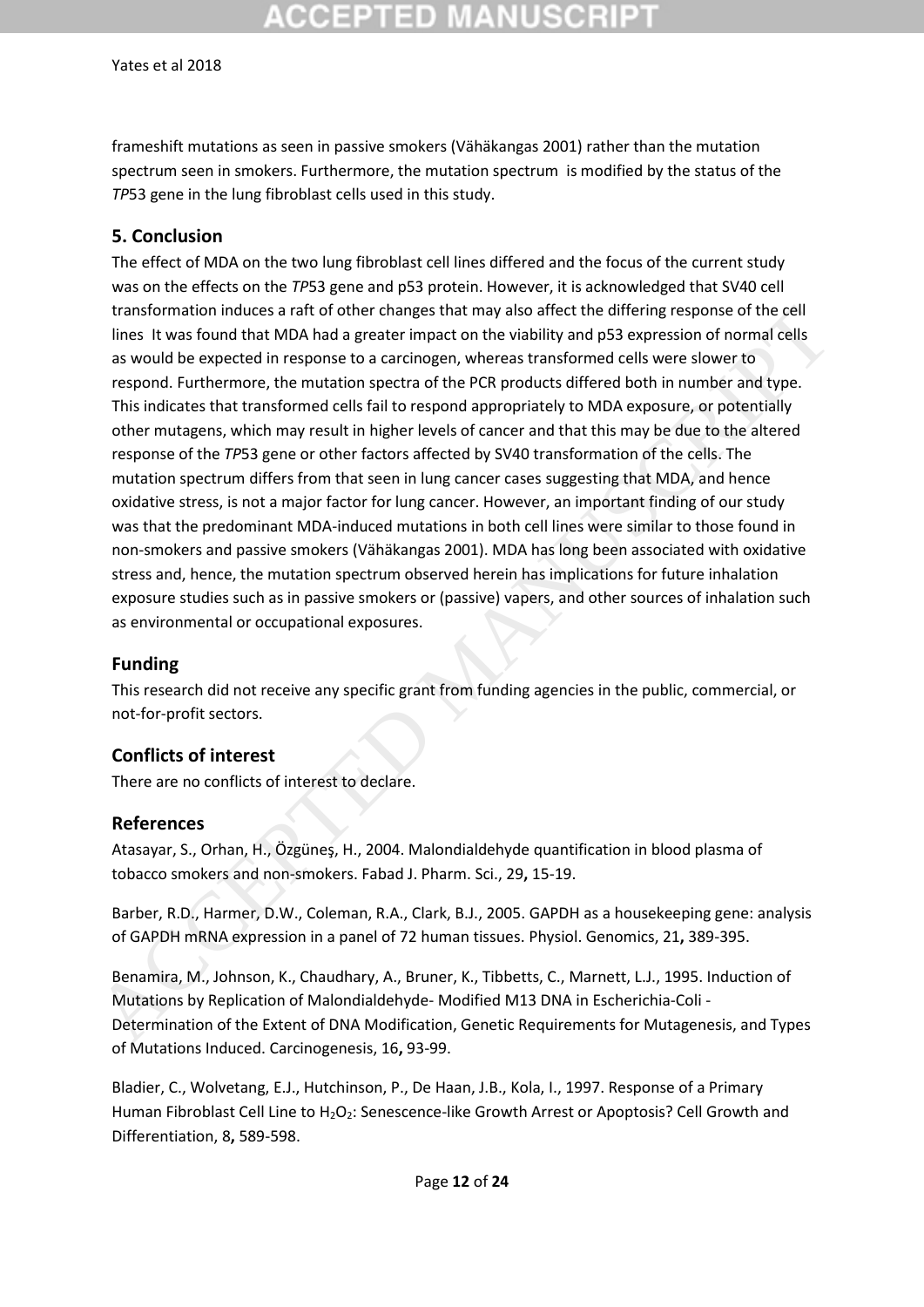frameshift mutations as seen in passive smokers (Vähäkangas 2001) rather than the mutation spectrum seen in smokers. Furthermore, the mutation spectrum is modified by the status of the *TP*53 gene in the lung fibroblast cells used in this study.

## 5. Conclusion

The effect of MDA on the two lung fibroblast cell lines differed and the focus of the current study was on the effects on the *TP*53 gene and p53 protein. However, it is acknowledged that SV40 cell transformation induces a raft of other changes that may also affect the differing response of the cell lines It was found that MDA had a greater impact on the viability and p53 expression of normal cells as would be expected in response to a carcinogen, whereas transformed cells were slower to respond. Furthermore, the mutation spectra of the PCR products differed both in number and type. This indicates that transformed cells fail to respond appropriately to MDA exposure, or potentially other mutagens, which may result in higher levels of cancer and that this may be due to the altered response of the *TP*53 gene or other factors affected by SV40 transformation of the cells. The mutation spectrum differs from that seen in lung cancer cases suggesting that MDA, and hence oxidative stress, is not a major factor for lung cancer. However, an important finding of our study was that the predominant MDA-induced mutations in both cell lines were similar to those found in non-smokers and passive smokers (Vähäkangas 2001). MDA has long been associated with oxidative stress and, hence, the mutation spectrum observed herein has implications for future inhalation exposure studies such as in passive smokers or (passive) vapers, and other sources of inhalation such as environmental or occupational exposures.

## Funding

This research did not receive any specific grant from funding agencies in the public, commercial, or not-for-profit sectors.

## Conflicts of interest

There are no conflicts of interest to declare.

## References

Atasayar, S., Orhan, H., Özgüneş, H., 2004. Malondialdehyde quantification in blood plasma of tobacco smokers and non-smokers. Fabad J. Pharm. Sci., 29**,** 15-19.

Barber, R.D., Harmer, D.W., Coleman, R.A., Clark, B.J., 2005. GAPDH as a housekeeping gene: analysis of GAPDH mRNA expression in a panel of 72 human tissues. Physiol. Genomics, 21**,** 389-395.

Benamira, M., Johnson, K., Chaudhary, A., Bruner, K., Tibbetts, C., Marnett, L.J., 1995. Induction of Mutations by Replication of Malondialdehyde- Modified M13 DNA in Escherichia-Coli - Determination of the Extent of DNA Modification, Genetic Requirements for Mutagenesis, and Types of Mutations Induced. Carcinogenesis, 16**,** 93-99.

Bladier, C., Wolvetang, E.J., Hutchinson, P., De Haan, J.B., Kola, I., 1997. Response of a Primary Human Fibroblast Cell Line to $H_2O_2$: Senescence-like Growth Arrest or Apoptosis? Cell Growth and Differentiation, 8**,** 589-598.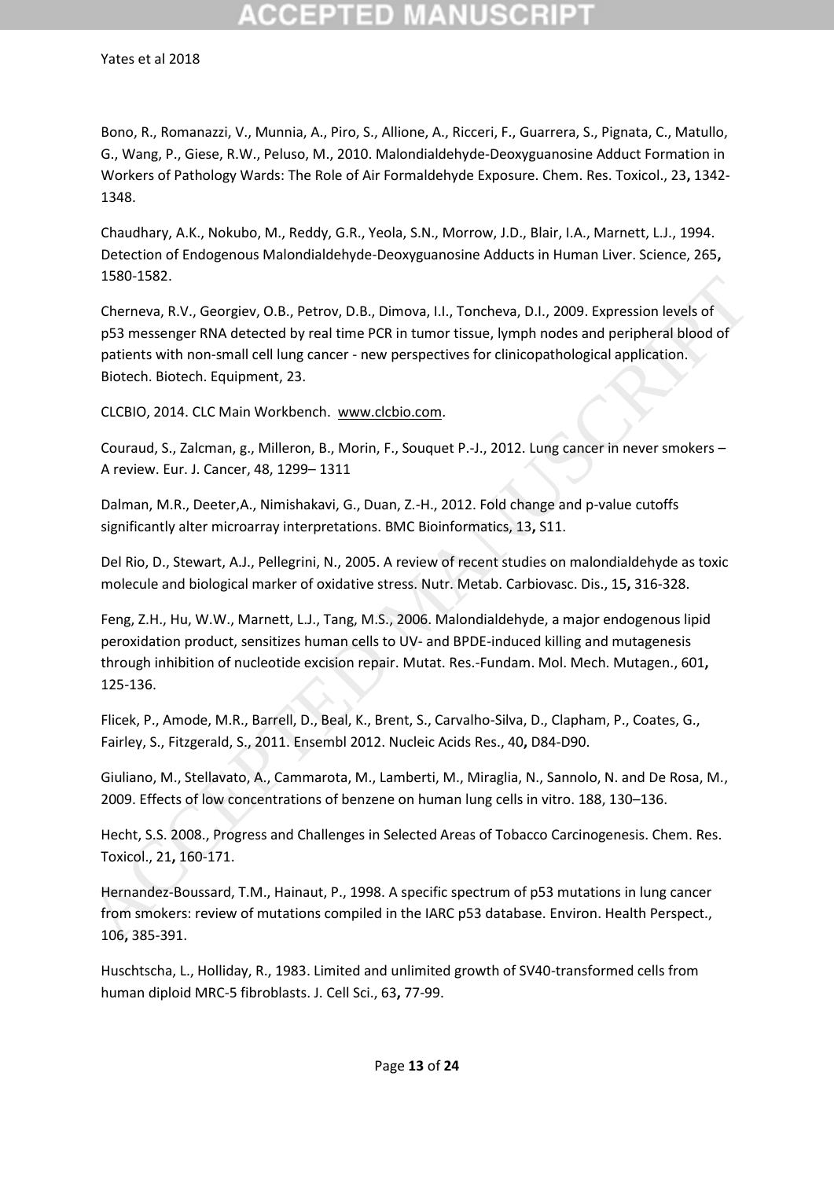Bono, R., Romanazzi, V., Munnia, A., Piro, S., Allione, A., Ricceri, F., Guarrera, S., Pignata, C., Matullo, G., Wang, P., Giese, R.W., Peluso, M., 2010. Malondialdehyde-Deoxyguanosine Adduct Formation in Workers of Pathology Wards: The Role of Air Formaldehyde Exposure. Chem. Res. Toxicol., 23**,** 1342-1348.

Chaudhary, A.K., Nokubo, M., Reddy, G.R., Yeola, S.N., Morrow, J.D., Blair, I.A., Marnett, L.J., 1994. Detection of Endogenous Malondialdehyde-Deoxyguanosine Adducts in Human Liver. Science, 265**,** 1580-1582.

Cherneva, R.V., Georgiev, O.B., Petrov, D.B., Dimova, I.I., Toncheva, D.I., 2009. Expression levels of p53 messenger RNA detected by real time PCR in tumor tissue, lymph nodes and peripheral blood of patients with non-small cell lung cancer - new perspectives for clinicopathological application. Biotech. Biotech. Equipment, 23.

CLCBIO, 2014. CLC Main Workbench. www.clcbio.com.

Couraud, S., Zalcman, g., Milleron, B., Morin, F., Souquet P.-J., 2012. Lung cancer in never smokers – A review. Eur. J. Cancer, 48, 1299– 1311

Dalman, M.R., Deeter,A., Nimishakavi, G., Duan, Z.-H., 2012. Fold change and p-value cutoffs significantly alter microarray interpretations. BMC Bioinformatics, 13**,** S11.

Del Rio, D., Stewart, A.J., Pellegrini, N., 2005. A review of recent studies on malondialdehyde as toxic molecule and biological marker of oxidative stress. Nutr. Metab. Carbiovasc. Dis., 15**,** 316-328.

Feng, Z.H., Hu, W.W., Marnett, L.J., Tang, M.S., 2006. Malondialdehyde, a major endogenous lipid peroxidation product, sensitizes human cells to UV- and BPDE-induced killing and mutagenesis through inhibition of nucleotide excision repair. Mutat. Res.-Fundam. Mol. Mech. Mutagen., 601**,** 125-136.

Flicek, P., Amode, M.R., Barrell, D., Beal, K., Brent, S., Carvalho-Silva, D., Clapham, P., Coates, G., Fairley, S., Fitzgerald, S., 2011. Ensembl 2012. Nucleic Acids Res., 40**,** D84-D90.

Giuliano, M., Stellavato, A., Cammarota, M., Lamberti, M., Miraglia, N., Sannolo, N. and De Rosa, M., 2009. Effects of low concentrations of benzene on human lung cells in vitro. 188, 130–136.

Hecht, S.S. 2008., Progress and Challenges in Selected Areas of Tobacco Carcinogenesis. Chem. Res. Toxicol., 21**,** 160-171.

Hernandez-Boussard, T.M., Hainaut, P., 1998. A specific spectrum of p53 mutations in lung cancer from smokers: review of mutations compiled in the IARC p53 database. Environ. Health Perspect., 106**,** 385-391.

Huschtscha, L., Holliday, R., 1983. Limited and unlimited growth of SV40-transformed cells from human diploid MRC-5 fibroblasts. J. Cell Sci., 63**,** 77-99.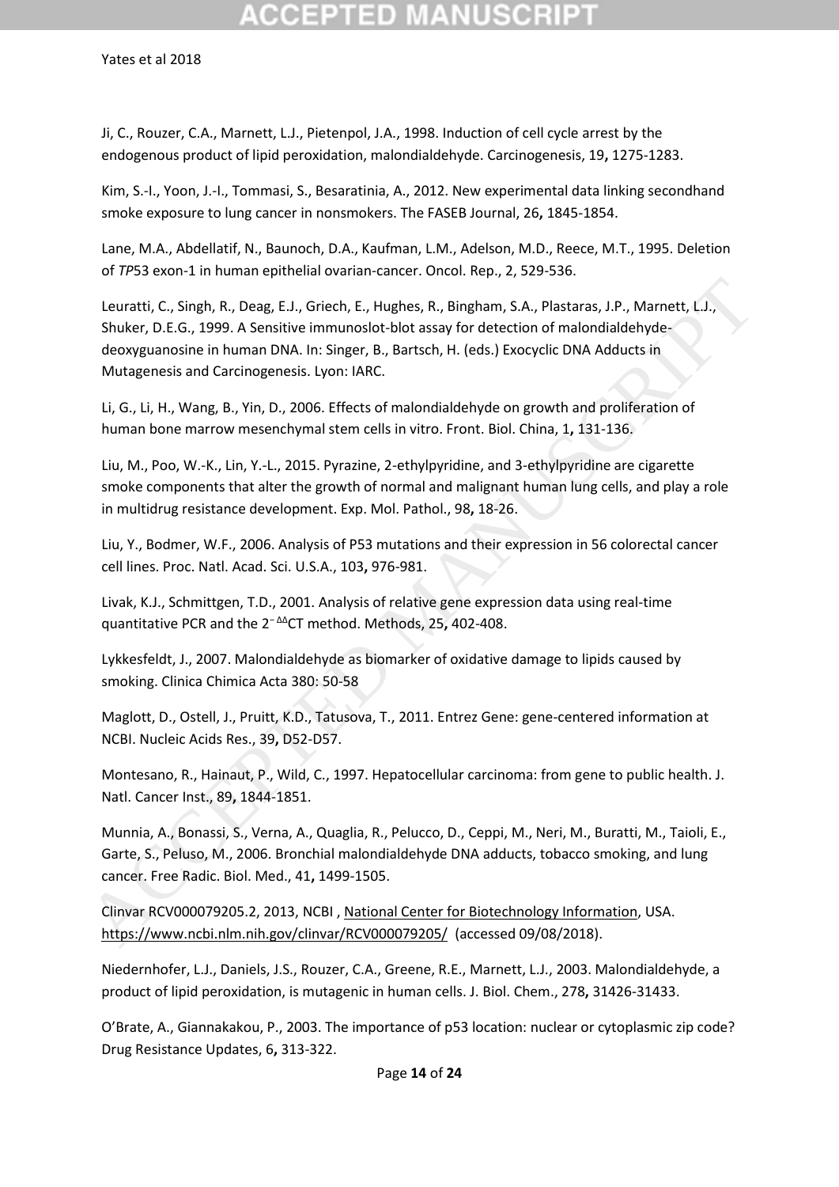Ji, C., Rouzer, C.A., Marnett, L.J., Pietenpol, J.A., 1998. Induction of cell cycle arrest by the endogenous product of lipid peroxidation, malondialdehyde. Carcinogenesis, 19**,** 1275-1283.

Kim, S.-I., Yoon, J.-I., Tommasi, S., Besaratinia, A., 2012. New experimental data linking secondhand smoke exposure to lung cancer in nonsmokers. The FASEB Journal, 26**,** 1845-1854.

Lane, M.A., Abdellatif, N., Baunoch, D.A., Kaufman, L.M., Adelson, M.D., Reece, M.T., 1995. Deletion of *TP*53 exon-1 in human epithelial ovarian-cancer. Oncol. Rep., 2, 529-536.

Leuratti, C., Singh, R., Deag, E.J., Griech, E., Hughes, R., Bingham, S.A., Plastaras, J.P., Marnett, L.J., Shuker, D.E.G., 1999. A Sensitive immunoslot-blot assay for detection of malondialdehyde-deoxyguanosine in human DNA. In: Singer, B., Bartsch, H. (eds.) Exocyclic DNA Adducts in Mutagenesis and Carcinogenesis. Lyon: IARC.

Li, G., Li, H., Wang, B., Yin, D., 2006. Effects of malondialdehyde on growth and proliferation of human bone marrow mesenchymal stem cells in vitro. Front. Biol. China, 1**,** 131-136.

Liu, M., Poo, W.-K., Lin, Y.-L., 2015. Pyrazine, 2-ethylpyridine, and 3-ethylpyridine are cigarette smoke components that alter the growth of normal and malignant human lung cells, and play a role in multidrug resistance development. Exp. Mol. Pathol., 98**,** 18-26.

Liu, Y., Bodmer, W.F., 2006. Analysis of P53 mutations and their expression in 56 colorectal cancer cell lines. Proc. Natl. Acad. Sci. U.S.A., 103**,** 976-981.

Livak, K.J., Schmittgen, T.D., 2001. Analysis of relative gene expression data using real-time quantitative PCR and the $2^{-\Delta\Delta}$CT method. Methods, 25**,** 402-408.

Lykkesfeldt, J., 2007. Malondialdehyde as biomarker of oxidative damage to lipids caused by smoking. Clinica Chimica Acta 380: 50-58

Maglott, D., Ostell, J., Pruitt, K.D., Tatusova, T., 2011. Entrez Gene: gene-centered information at NCBI. Nucleic Acids Res., 39**,** D52-D57.

Montesano, R., Hainaut, P., Wild, C., 1997. Hepatocellular carcinoma: from gene to public health. J. Natl. Cancer Inst., 89**,** 1844-1851.

Munnia, A., Bonassi, S., Verna, A., Quaglia, R., Pelucco, D., Ceppi, M., Neri, M., Buratti, M., Taioli, E., Garte, S., Peluso, M., 2006. Bronchial malondialdehyde DNA adducts, tobacco smoking, and lung cancer. Free Radic. Biol. Med., 41**,** 1499-1505.

Clinvar RCV000079205.2, 2013, NCBI , National Center for Biotechnology Information, USA. https://www.ncbi.nlm.nih.gov/clinvar/RCV000079205/ (accessed 09/08/2018).

Niedernhofer, L.J., Daniels, J.S., Rouzer, C.A., Greene, R.E., Marnett, L.J., 2003. Malondialdehyde, a product of lipid peroxidation, is mutagenic in human cells. J. Biol. Chem., 278**,** 31426-31433.

O'Brate, A., Giannakakou, P., 2003. The importance of p53 location: nuclear or cytoplasmic zip code? Drug Resistance Updates, 6**,** 313-322.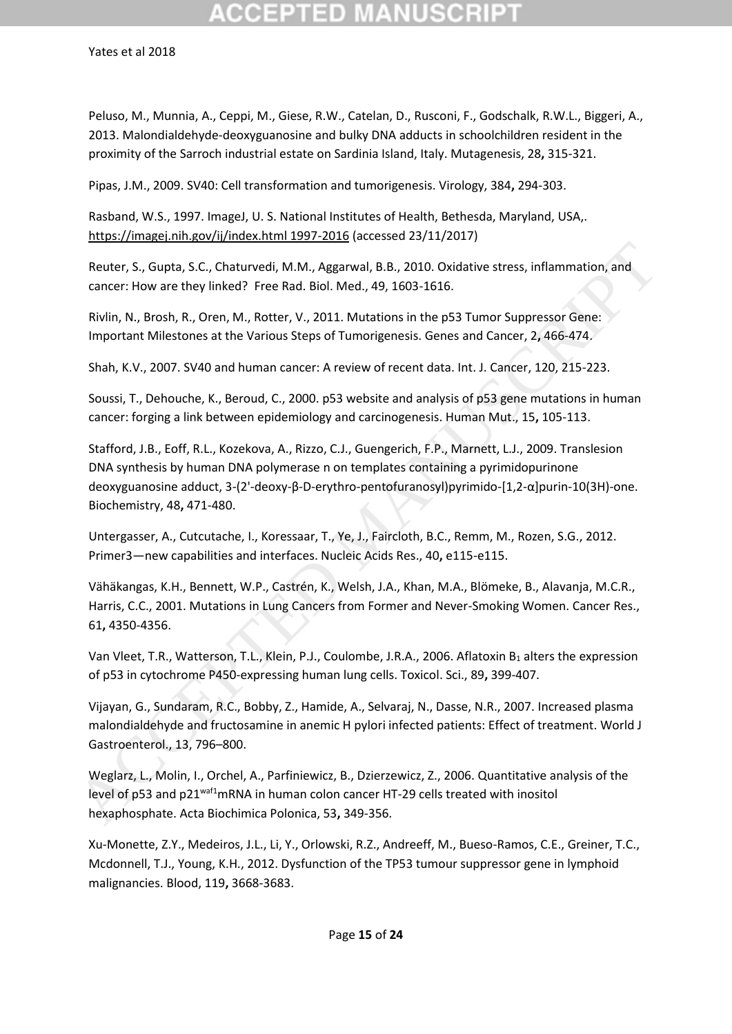Peluso, M., Munnia, A., Ceppi, M., Giese, R.W., Catelan, D., Rusconi, F., Godschalk, R.W.L., Biggeri, A., 2013. Malondialdehyde-deoxyguanosine and bulky DNA adducts in schoolchildren resident in the proximity of the Sarroch industrial estate on Sardinia Island, Italy. Mutagenesis, 28**,** 315-321.

Pipas, J.M., 2009. SV40: Cell transformation and tumorigenesis. Virology, 384**,** 294-303.

Rasband, W.S., 1997. ImageJ, U. S. National Institutes of Health, Bethesda, Maryland, USA,. https://imagej.nih.gov/ij/index.html 1997-2016 (accessed 23/11/2017)

Reuter, S., Gupta, S.C., Chaturvedi, M.M., Aggarwal, B.B., 2010. Oxidative stress, inflammation, and cancer: How are they linked? Free Rad. Biol. Med., 49, 1603-1616.

Rivlin, N., Brosh, R., Oren, M., Rotter, V., 2011. Mutations in the p53 Tumor Suppressor Gene: Important Milestones at the Various Steps of Tumorigenesis. Genes and Cancer, 2**,** 466-474.

Shah, K.V., 2007. SV40 and human cancer: A review of recent data. Int. J. Cancer, 120, 215-223.

Soussi, T., Dehouche, K., Beroud, C., 2000. p53 website and analysis of p53 gene mutations in human cancer: forging a link between epidemiology and carcinogenesis. Human Mut., 15**,** 105-113.

Stafford, J.B., Eoff, R.L., Kozekova, A., Rizzo, C.J., Guengerich, F.P., Marnett, L.J., 2009. Translesion DNA synthesis by human DNA polymerase n on templates containing a pyrimidopurinone deoxyguanosine adduct, 3-(2'-deoxy-β-D-erythro-pentofuranosyl)pyrimido-[1,2-α]purin-10(3H)-one. Biochemistry, 48**,** 471-480.

Untergasser, A., Cutcutache, I., Koressaar, T., Ye, J., Faircloth, B.C., Remm, M., Rozen, S.G., 2012. Primer3—new capabilities and interfaces. Nucleic Acids Res., 40**,** e115-e115.

Vähäkangas, K.H., Bennett, W.P., Castrén, K., Welsh, J.A., Khan, M.A., Blömeke, B., Alavanja, M.C.R., Harris, C.C., 2001. Mutations in Lung Cancers from Former and Never-Smoking Women. Cancer Res., 61**,** 4350-4356.

Van Vleet, T.R., Watterson, T.L., Klein, P.J., Coulombe, J.R.A., 2006. Aflatoxin $B_1$ alters the expression of p53 in cytochrome P450-expressing human lung cells. Toxicol. Sci., 89**,** 399-407.

Vijayan, G., Sundaram, R.C., Bobby, Z., Hamide, A., Selvaraj, N., Dasse, N.R., 2007. Increased plasma malondialdehyde and fructosamine in anemic H pylori infected patients: Effect of treatment. World J Gastroenterol., 13, 796–800.

Weglarz, L., Molin, I., Orchel, A., Parfiniewicz, B., Dzierzewicz, Z., 2006. Quantitative analysis of the level of p53 and $p21^{waf1}$mRNA in human colon cancer HT-29 cells treated with inositol hexaphosphate. Acta Biochimica Polonica, 53**,** 349-356.

Xu-Monette, Z.Y., Medeiros, J.L., Li, Y., Orlowski, R.Z., Andreeff, M., Bueso-Ramos, C.E., Greiner, T.C., Mcdonnell, T.J., Young, K.H., 2012. Dysfunction of the TP53 tumour suppressor gene in lymphoid malignancies. Blood, 119**,** 3668-3683.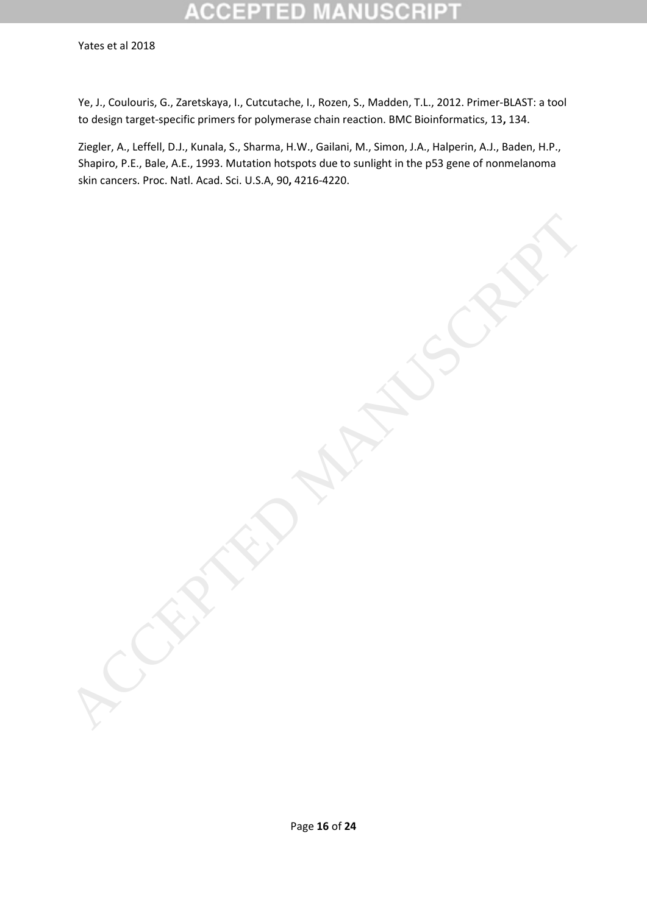Ye, J., Coulouris, G., Zaretskaya, I., Cutcutache, I., Rozen, S., Madden, T.L., 2012. Primer-BLAST: a tool to design target-specific primers for polymerase chain reaction. BMC Bioinformatics, 13**,** 134.

Ziegler, A., Leffell, D.J., Kunala, S., Sharma, H.W., Gailani, M., Simon, J.A., Halperin, A.J., Baden, H.P., Shapiro, P.E., Bale, A.E., 1993. Mutation hotspots due to sunlight in the p53 gene of nonmelanoma skin cancers. Proc. Natl. Acad. Sci. U.S.A, 90**,** 4216-4220.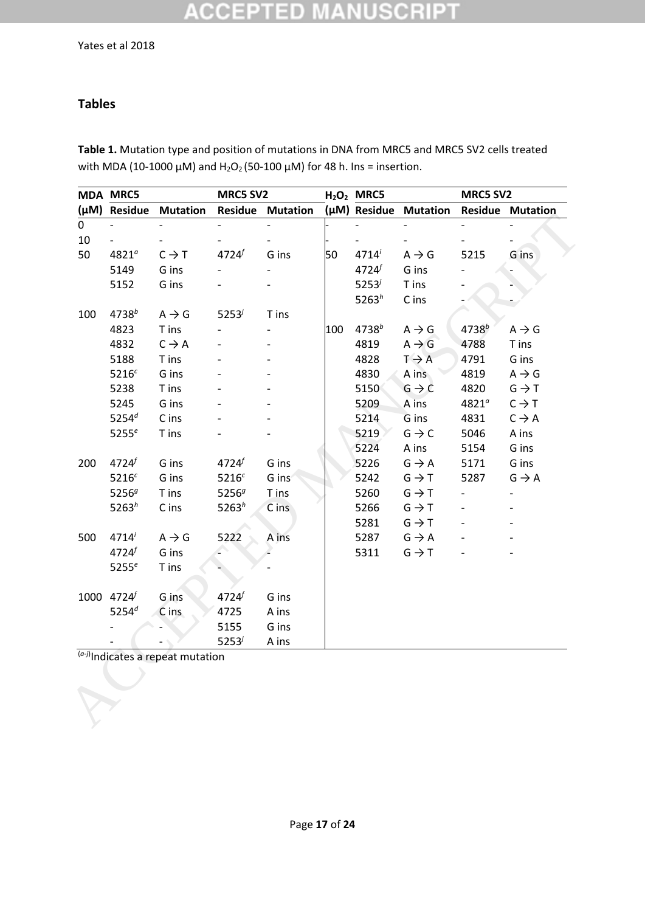## Tables

**Table 1.** Mutation type and position of mutations in DNA from MRC5 and MRC5 SV2 cells treated with MDA (10-1000 μM) and $H_2O_2$ (50-100 μM) for 48 h. Ins = insertion.

| MDA | MRC5 | | MRC5 SV2 | | $H_2O_2$ | MRC5 | | MRC5 SV2 | |
|---|---|---|---|---|---|---|---|---|---|
| (μM) | Residue | Mutation | Residue | Mutation | (μM) | Residue | Mutation | Residue | Mutation |
| 0 | - | - | - | - | - | - | - | - | - |
| 10 | - | - | - | - | - | - | - | - | - |
| 50 | 4821[a] | C → T | 4724[f] | G ins | 50 | 4714[i] | A → G | 5215 | G ins |
| | 5149 | G ins | - | - | | 4724[f] | G ins | - | - |
| | 5152 | G ins | - | - | | 5253[j] | T ins | - | - |
| | | | | | | 5263[h] | C ins | - | - |
| 100 | 4738[b] | A → G | 5253[j] | T ins | | | | | |
| | 4823 | T ins | - | - | 100 | 4738[b] | A → G | 4738[b] | A → G |
| | 4832 | C → A | - | - | | 4819 | A → G | 4788 | T ins |
| | 5188 | T ins | - | - | | 4828 | T → A | 4791 | G ins |
| | 5216[c] | G ins | - | - | | 4830 | A ins | 4819 | A → G |
| | 5238 | T ins | - | - | | 5150 | G → C | 4820 | G → T |
| | 5245 | G ins | - | - | | 5209 | A ins | 4821[a] | C → T |
| | 5254[d] | C ins | - | - | | 5214 | G ins | 4831 | C → A |
| | 5255[e] | T ins | - | - | | 5219 | G → C | 5046 | A ins |
| | | | | | | 5224 | A ins | 5154 | G ins |
| 200 | 4724[f] | G ins | 4724[f] | G ins | | 5226 | G → A | 5171 | G ins |
| | 5216[c] | G ins | 5216[c] | G ins | | 5242 | G → T | 5287 | G → A |
| | 5256[g] | T ins | 5256[g] | T ins | | 5260 | G → T | - | - |
| | 5263[h] | C ins | 5263[h] | C ins | | 5266 | G → T | - | - |
| | | | | | | 5281 | G → T | - | - |
| 500 | 4714[i] | A → G | 5222 | A ins | | 5287 | G → A | - | - |
| | 4724[f] | G ins | - | - | | 5311 | G → T | - | - |
| | 5255[e] | T ins | - | - | | | | | |
| 1000 | 4724[f] | G ins | 4724[f] | G ins | | | | | |
| | 5254[d] | C ins | 4725 | A ins | | | | | |
| | - | - | 5155 | G ins | | | | | |
| | - | - | 5253[j] | A ins | | | | | |

[(a-j)]Indicates a repeat mutation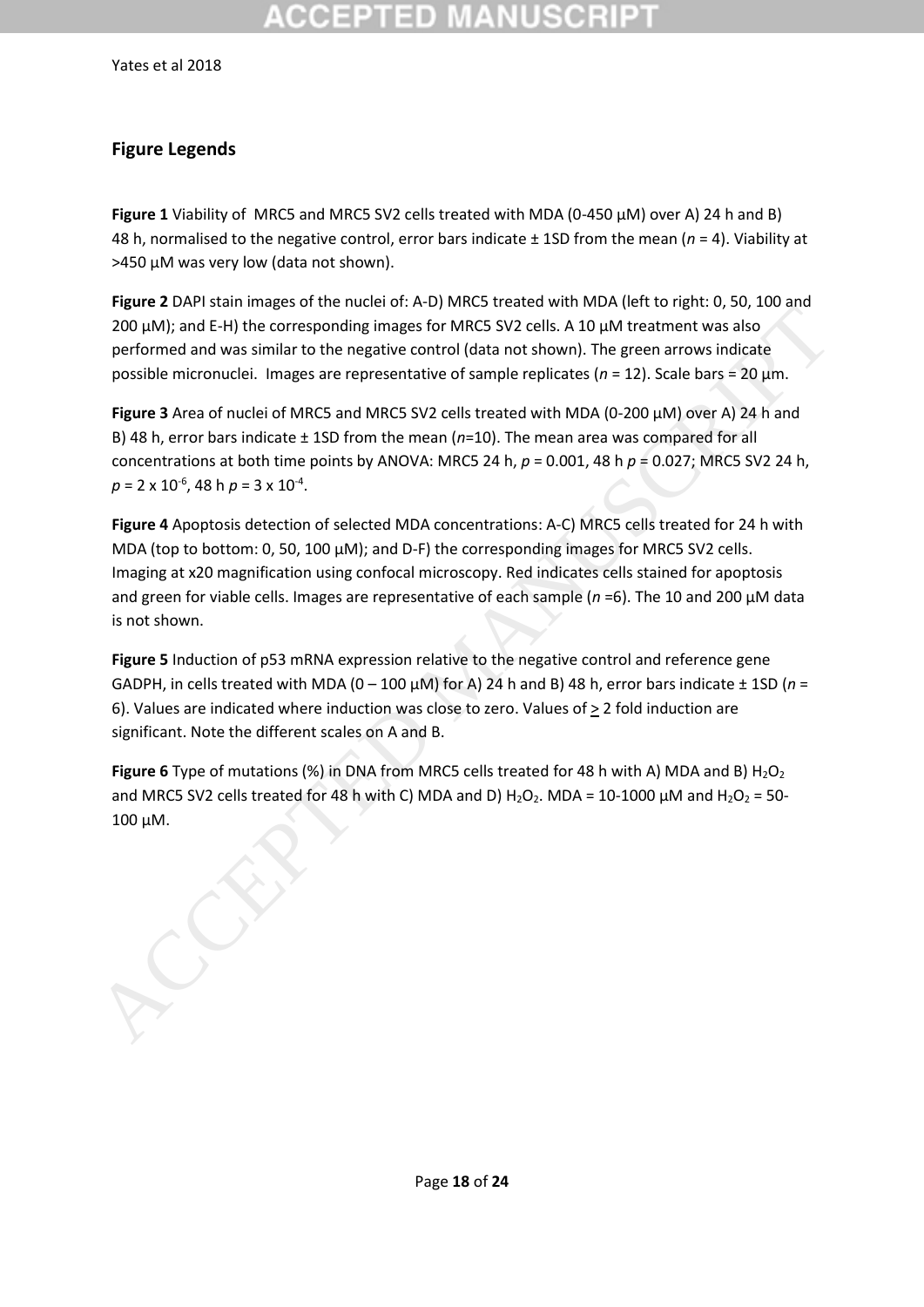## Figure Legends

**Figure 1** Viability of MRC5 and MRC5 SV2 cells treated with MDA (0-450 µM) over A) 24 h and B) 48 h, normalised to the negative control, error bars indicate ± 1SD from the mean (*n* = 4). Viability at >450 µM was very low (data not shown).

**Figure 2** DAPI stain images of the nuclei of: A-D) MRC5 treated with MDA (left to right: 0, 50, 100 and 200 µM); and E-H) the corresponding images for MRC5 SV2 cells. A 10 µM treatment was also performed and was similar to the negative control (data not shown). The green arrows indicate possible micronuclei. Images are representative of sample replicates (*n* = 12). Scale bars = 20 µm.

**Figure 3** Area of nuclei of MRC5 and MRC5 SV2 cells treated with MDA (0-200 µM) over A) 24 h and B) 48 h, error bars indicate ± 1SD from the mean (*n*=10). The mean area was compared for all concentrations at both time points by ANOVA: MRC5 24 h, $p = 0.001$, 48 h $p = 0.027$; MRC5 SV2 24 h, $p = 2 \times 10^{-6}$, 48 h $p = 3 \times 10^{-4}$.

**Figure 4** Apoptosis detection of selected MDA concentrations: A-C) MRC5 cells treated for 24 h with MDA (top to bottom: 0, 50, 100 µM); and D-F) the corresponding images for MRC5 SV2 cells. Imaging at x20 magnification using confocal microscopy. Red indicates cells stained for apoptosis and green for viable cells. Images are representative of each sample (*n* =6). The 10 and 200 µM data is not shown.

**Figure 5** Induction of p53 mRNA expression relative to the negative control and reference gene GADPH, in cells treated with MDA (0 – 100 µM) for A) 24 h and B) 48 h, error bars indicate ± 1SD (*n* = 6). Values are indicated where induction was close to zero. Values of $\geq$ 2 fold induction are significant. Note the different scales on A and B.

**Figure 6** Type of mutations (%) in DNA from MRC5 cells treated for 48 h with A) MDA and B) $H_2O_2$ and MRC5 SV2 cells treated for 48 h with C) MDA and D) $H_2O_2$. MDA = 10-1000 µM and $H_2O_2$ = 50-100 µM.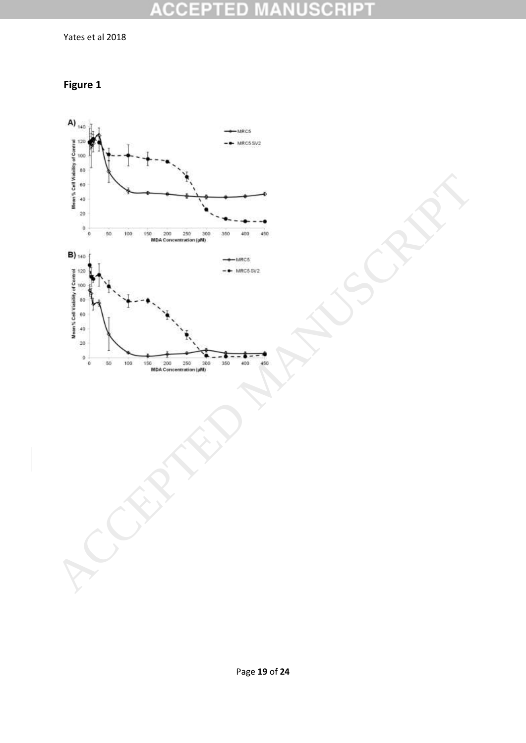## Figure 1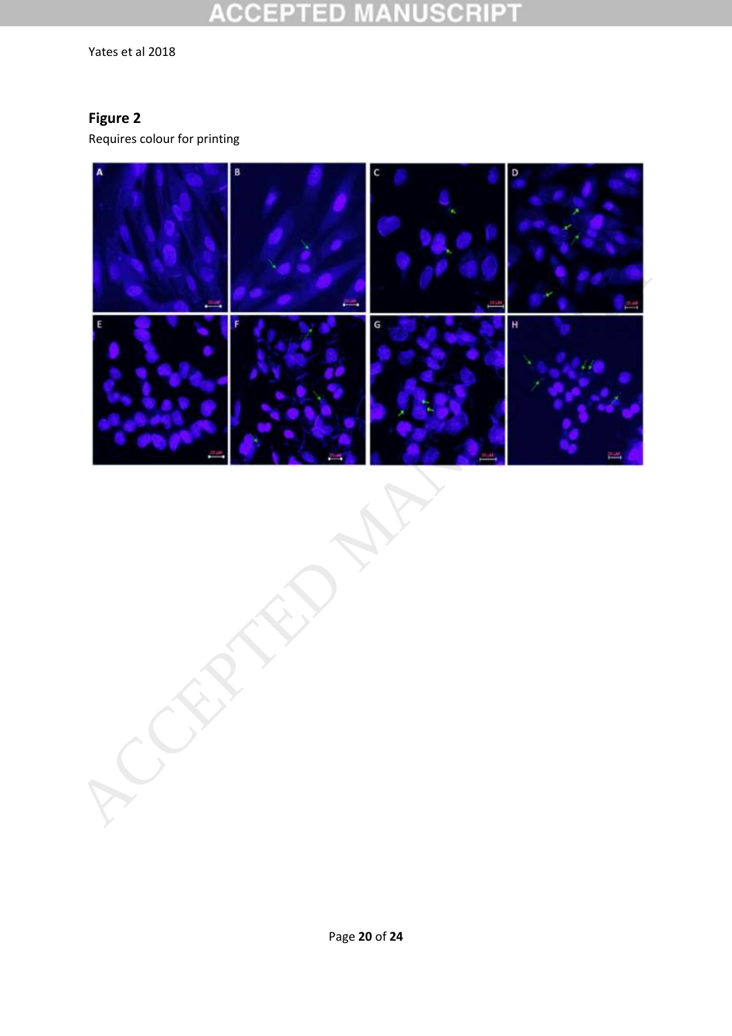**Figure 2**

Requires colour for printing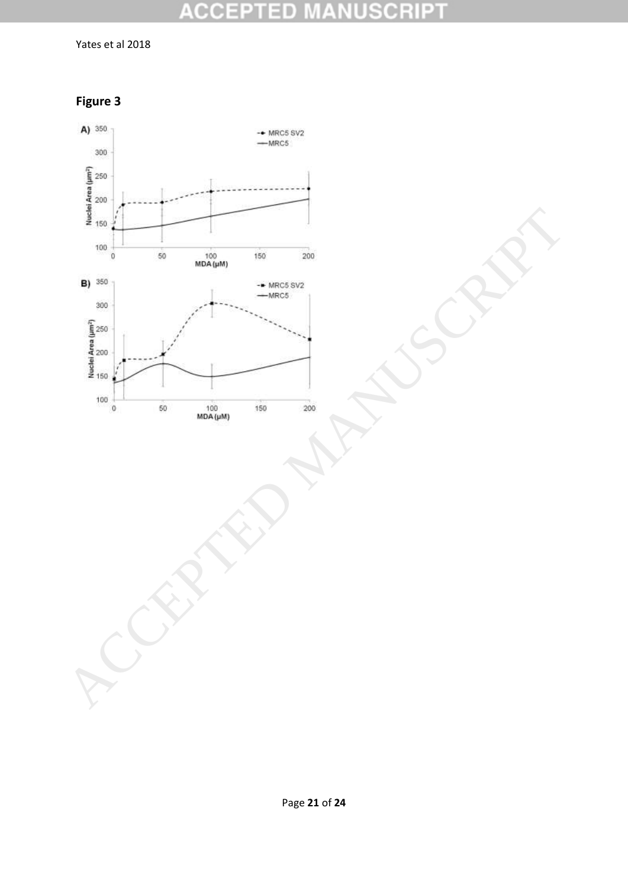## Figure 3

A) 

| | |
|---|---|
| Nuclei Area (μm²) | MDA (μM) |

B)

## Figure 3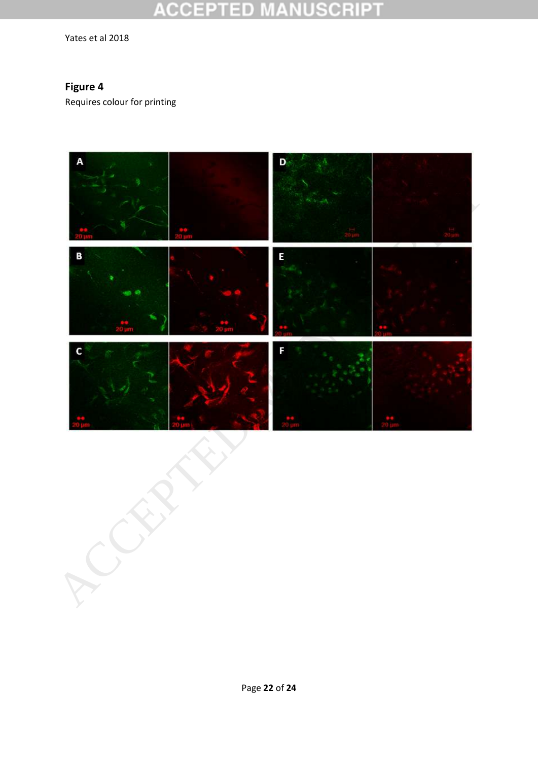**Figure 4**

Requires colour for printing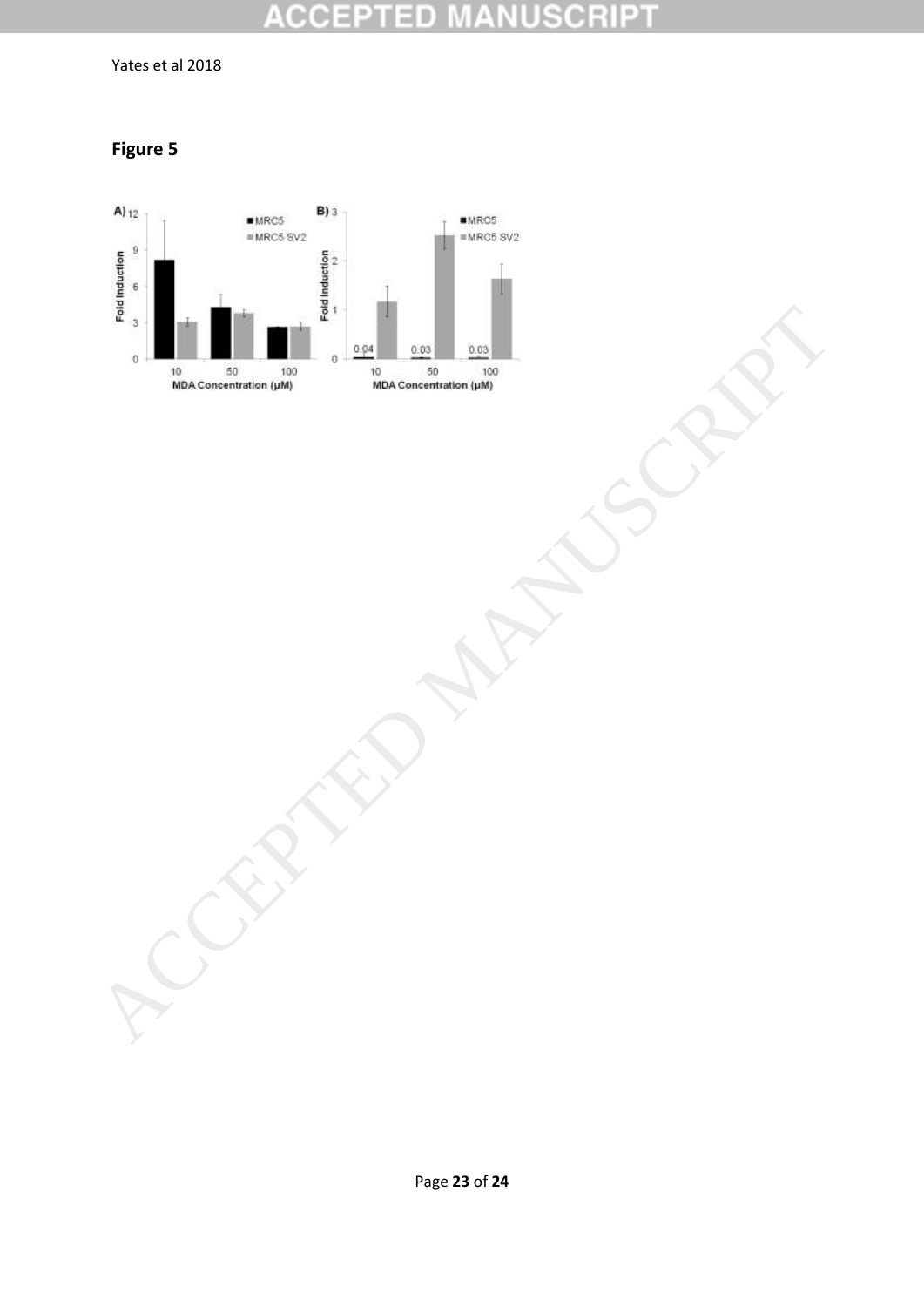## Figure 5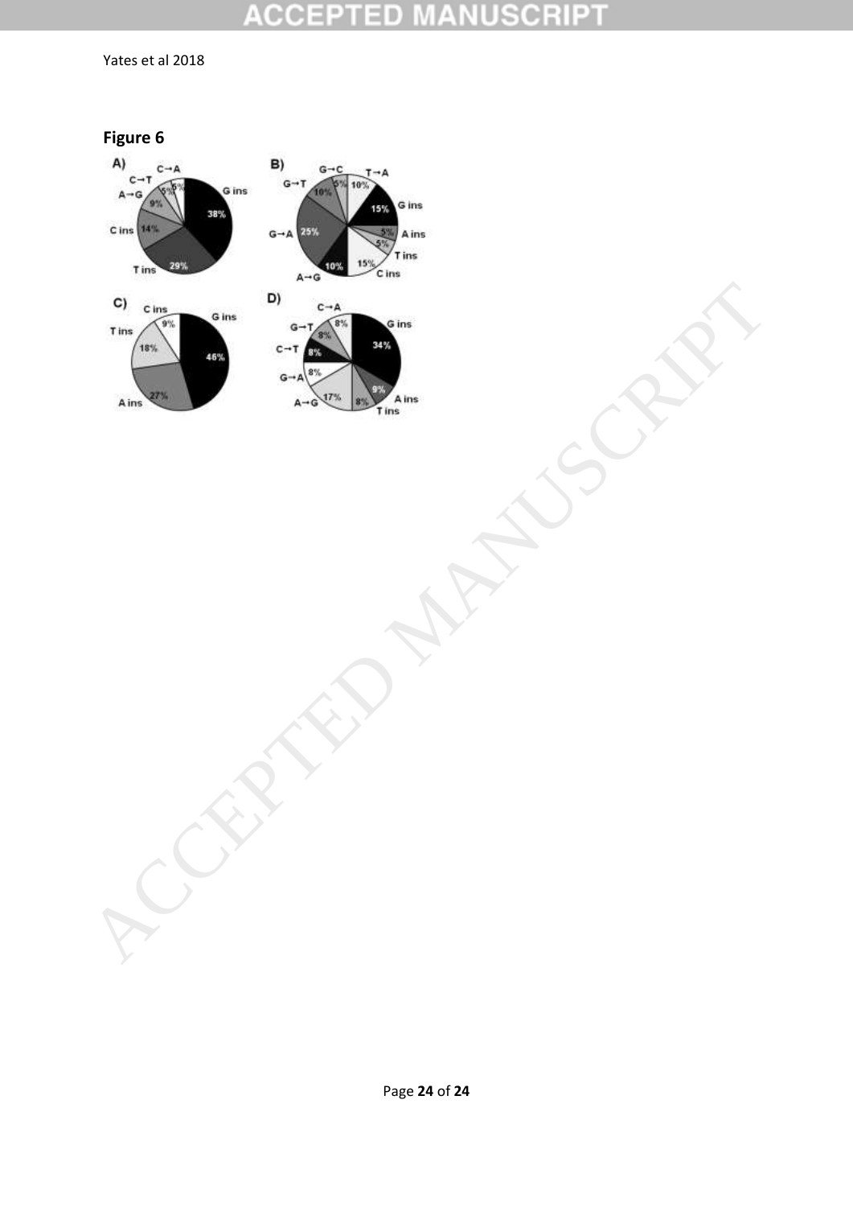## Figure 6

A)

C→A

C→T

A→G

G ins

5%

5%

9%

38%

C ins

14%

T ins

29%

B)

G→C

T→A

G→T

5%

10%

10%

G ins

15%

G→A

25%

A ins

5%

5%

T ins

10%

15%

C ins

A→G

C)

C ins

G ins

T ins

9%

18%

46%

27%

A ins

D)

C→A

G→T

8%

G ins

8%

34%

C→T

8%

G→A

8%

9%

A ins

A→G

17%

8%

T ins